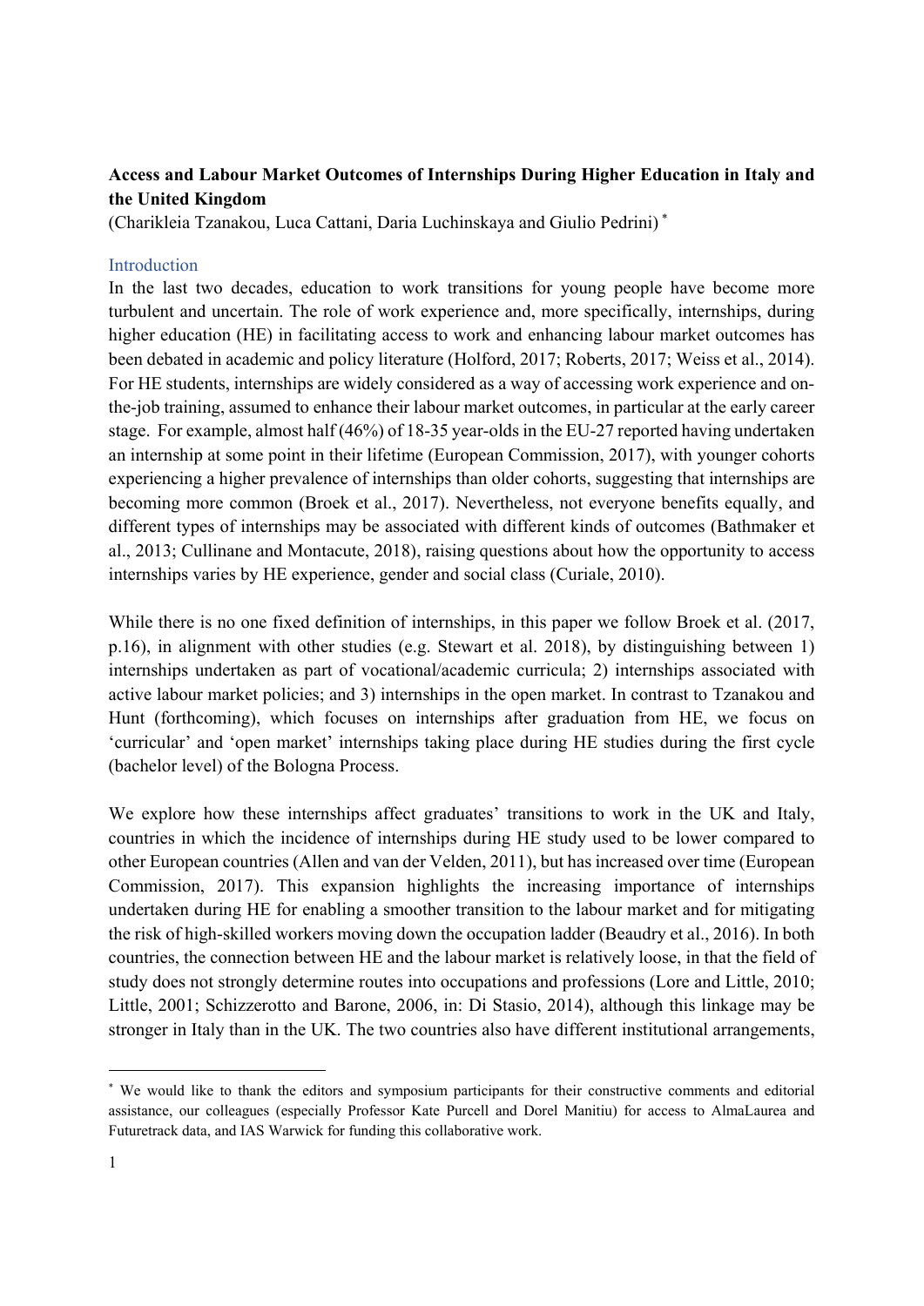**Access and Labour Market Outcomes of Internships During Higher Education in Italy and the United Kingdom**

(Charikleia Tzanakou, Luca Cattani, Daria Luchinskaya and Giulio Pedrini) [*]

## Introduction

In the last two decades, education to work transitions for young people have become more turbulent and uncertain. The role of work experience and, more specifically, internships, during higher education (HE) in facilitating access to work and enhancing labour market outcomes has been debated in academic and policy literature (Holford, 2017; Roberts, 2017; Weiss et al., 2014). For HE students, internships are widely considered as a way of accessing work experience and on-the-job training, assumed to enhance their labour market outcomes, in particular at the early career stage. For example, almost half (46%) of 18-35 year-olds in the EU-27 reported having undertaken an internship at some point in their lifetime (European Commission, 2017), with younger cohorts experiencing a higher prevalence of internships than older cohorts, suggesting that internships are becoming more common (Broek et al., 2017). Nevertheless, not everyone benefits equally, and different types of internships may be associated with different kinds of outcomes (Bathmaker et al., 2013; Cullinane and Montacute, 2018), raising questions about how the opportunity to access internships varies by HE experience, gender and social class (Curiale, 2010).

While there is no one fixed definition of internships, in this paper we follow Broek et al. (2017, p.16), in alignment with other studies (e.g. Stewart et al. 2018), by distinguishing between 1) internships undertaken as part of vocational/academic curricula; 2) internships associated with active labour market policies; and 3) internships in the open market. In contrast to Tzanakou and Hunt (forthcoming), which focuses on internships after graduation from HE, we focus on 'curricular' and 'open market' internships taking place during HE studies during the first cycle (bachelor level) of the Bologna Process.

We explore how these internships affect graduates' transitions to work in the UK and Italy, countries in which the incidence of internships during HE study used to be lower compared to other European countries (Allen and van der Velden, 2011), but has increased over time (European Commission, 2017). This expansion highlights the increasing importance of internships undertaken during HE for enabling a smoother transition to the labour market and for mitigating the risk of high-skilled workers moving down the occupation ladder (Beaudry et al., 2016). In both countries, the connection between HE and the labour market is relatively loose, in that the field of study does not strongly determine routes into occupations and professions (Lore and Little, 2010; Little, 2001; Schizzerotto and Barone, 2006, in: Di Stasio, 2014), although this linkage may be stronger in Italy than in the UK. The two countries also have different institutional arrangements,

[*] We would like to thank the editors and symposium participants for their constructive comments and editorial assistance, our colleagues (especially Professor Kate Purcell and Dorel Manitiu) for access to AlmaLaurea and Futuretrack data, and IAS Warwick for funding this collaborative work.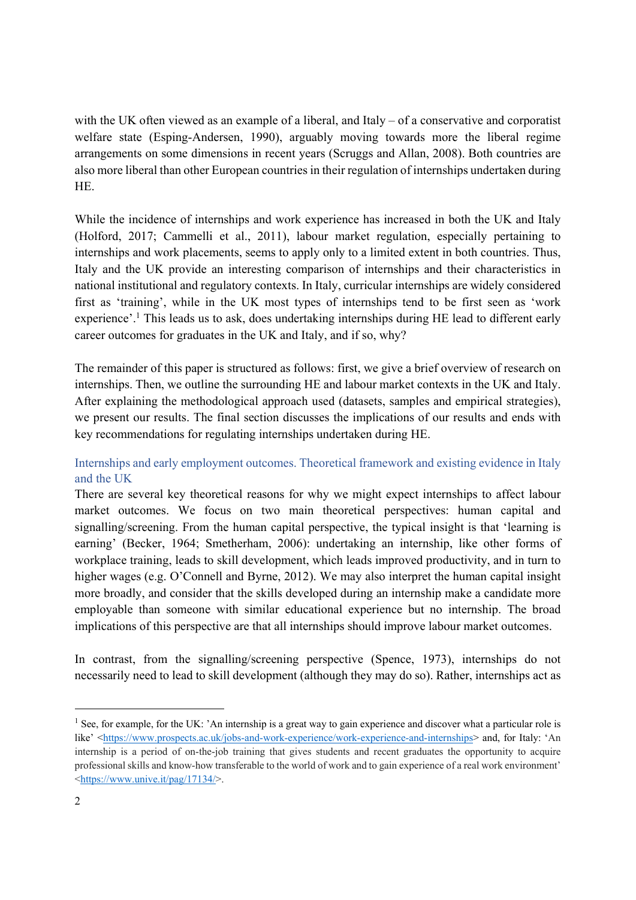with the UK often viewed as an example of a liberal, and Italy – of a conservative and corporatist welfare state (Esping-Andersen, 1990), arguably moving towards more the liberal regime arrangements on some dimensions in recent years (Scruggs and Allan, 2008). Both countries are also more liberal than other European countries in their regulation of internships undertaken during HE.

While the incidence of internships and work experience has increased in both the UK and Italy (Holford, 2017; Cammelli et al., 2011), labour market regulation, especially pertaining to internships and work placements, seems to apply only to a limited extent in both countries. Thus, Italy and the UK provide an interesting comparison of internships and their characteristics in national institutional and regulatory contexts. In Italy, curricular internships are widely considered first as 'training', while in the UK most types of internships tend to be first seen as 'work experience'.[1] This leads us to ask, does undertaking internships during HE lead to different early career outcomes for graduates in the UK and Italy, and if so, why?

The remainder of this paper is structured as follows: first, we give a brief overview of research on internships. Then, we outline the surrounding HE and labour market contexts in the UK and Italy. After explaining the methodological approach used (datasets, samples and empirical strategies), we present our results. The final section discusses the implications of our results and ends with key recommendations for regulating internships undertaken during HE.

## Internships and early employment outcomes. Theoretical framework and existing evidence in Italy and the UK

There are several key theoretical reasons for why we might expect internships to affect labour market outcomes. We focus on two main theoretical perspectives: human capital and signalling/screening. From the human capital perspective, the typical insight is that 'learning is earning' (Becker, 1964; Smetherham, 2006): undertaking an internship, like other forms of workplace training, leads to skill development, which leads improved productivity, and in turn to higher wages (e.g. O'Connell and Byrne, 2012). We may also interpret the human capital insight more broadly, and consider that the skills developed during an internship make a candidate more employable than someone with similar educational experience but no internship. The broad implications of this perspective are that all internships should improve labour market outcomes.

In contrast, from the signalling/screening perspective (Spence, 1973), internships do not necessarily need to lead to skill development (although they may do so). Rather, internships act as

---

[1] See, for example, for the UK: 'An internship is a great way to gain experience and discover what a particular role is like' <https://www.prospects.ac.uk/jobs-and-work-experience/work-experience-and-internships> and, for Italy: 'An internship is a period of on-the-job training that gives students and recent graduates the opportunity to acquire professional skills and know-how transferable to the world of work and to gain experience of a real work environment' <https://www.unive.it/pag/17134/>.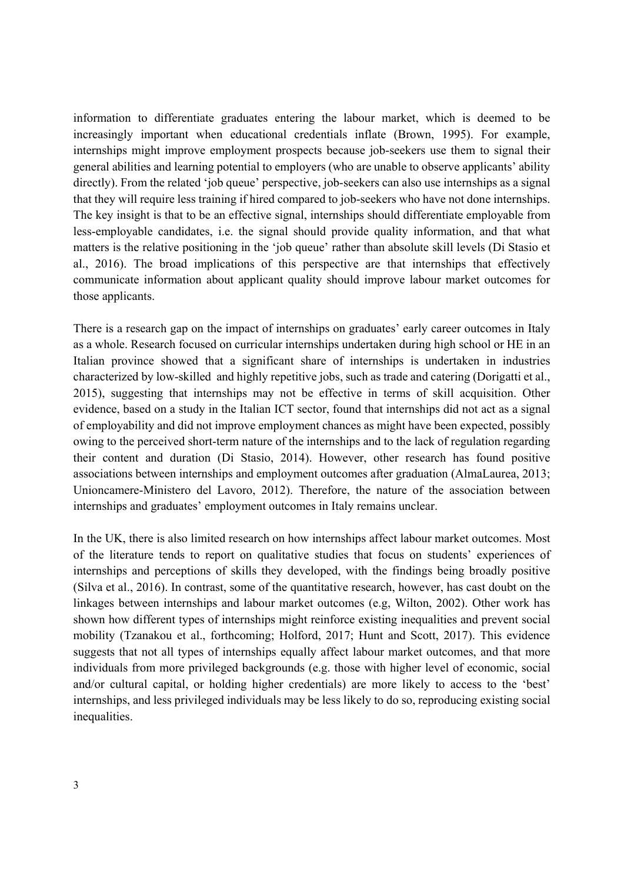information to differentiate graduates entering the labour market, which is deemed to be increasingly important when educational credentials inflate (Brown, 1995). For example, internships might improve employment prospects because job-seekers use them to signal their general abilities and learning potential to employers (who are unable to observe applicants' ability directly). From the related 'job queue' perspective, job-seekers can also use internships as a signal that they will require less training if hired compared to job-seekers who have not done internships. The key insight is that to be an effective signal, internships should differentiate employable from less-employable candidates, i.e. the signal should provide quality information, and that what matters is the relative positioning in the 'job queue' rather than absolute skill levels (Di Stasio et al., 2016). The broad implications of this perspective are that internships that effectively communicate information about applicant quality should improve labour market outcomes for those applicants.

There is a research gap on the impact of internships on graduates' early career outcomes in Italy as a whole. Research focused on curricular internships undertaken during high school or HE in an Italian province showed that a significant share of internships is undertaken in industries characterized by low-skilled and highly repetitive jobs, such as trade and catering (Dorigatti et al., 2015), suggesting that internships may not be effective in terms of skill acquisition. Other evidence, based on a study in the Italian ICT sector, found that internships did not act as a signal of employability and did not improve employment chances as might have been expected, possibly owing to the perceived short-term nature of the internships and to the lack of regulation regarding their content and duration (Di Stasio, 2014). However, other research has found positive associations between internships and employment outcomes after graduation (AlmaLaurea, 2013; Unioncamere-Ministero del Lavoro, 2012). Therefore, the nature of the association between internships and graduates' employment outcomes in Italy remains unclear.

In the UK, there is also limited research on how internships affect labour market outcomes. Most of the literature tends to report on qualitative studies that focus on students' experiences of internships and perceptions of skills they developed, with the findings being broadly positive (Silva et al., 2016). In contrast, some of the quantitative research, however, has cast doubt on the linkages between internships and labour market outcomes (e.g, Wilton, 2002). Other work has shown how different types of internships might reinforce existing inequalities and prevent social mobility (Tzanakou et al., forthcoming; Holford, 2017; Hunt and Scott, 2017). This evidence suggests that not all types of internships equally affect labour market outcomes, and that more individuals from more privileged backgrounds (e.g. those with higher level of economic, social and/or cultural capital, or holding higher credentials) are more likely to access to the 'best' internships, and less privileged individuals may be less likely to do so, reproducing existing social inequalities.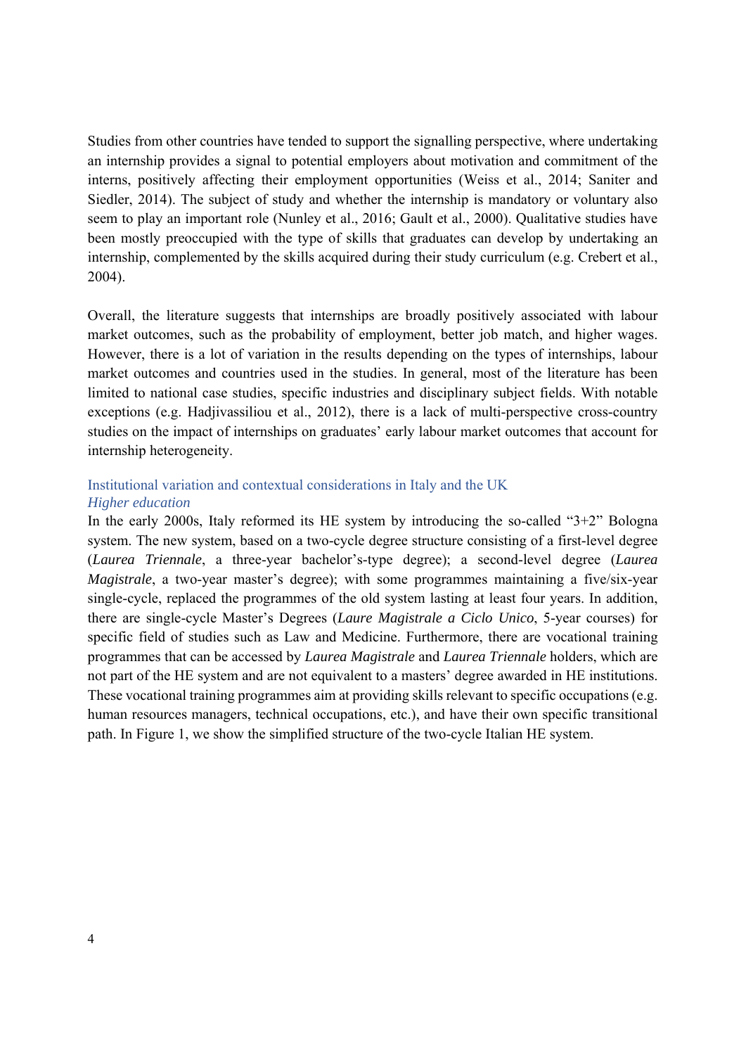Studies from other countries have tended to support the signalling perspective, where undertaking an internship provides a signal to potential employers about motivation and commitment of the interns, positively affecting their employment opportunities (Weiss et al., 2014; Saniter and Siedler, 2014). The subject of study and whether the internship is mandatory or voluntary also seem to play an important role (Nunley et al., 2016; Gault et al., 2000). Qualitative studies have been mostly preoccupied with the type of skills that graduates can develop by undertaking an internship, complemented by the skills acquired during their study curriculum (e.g. Crebert et al., 2004).

Overall, the literature suggests that internships are broadly positively associated with labour market outcomes, such as the probability of employment, better job match, and higher wages. However, there is a lot of variation in the results depending on the types of internships, labour market outcomes and countries used in the studies. In general, most of the literature has been limited to national case studies, specific industries and disciplinary subject fields. With notable exceptions (e.g. Hadjivassiliou et al., 2012), there is a lack of multi-perspective cross-country studies on the impact of internships on graduates' early labour market outcomes that account for internship heterogeneity.

## Institutional variation and contextual considerations in Italy and the UK

### *Higher education*

In the early 2000s, Italy reformed its HE system by introducing the so-called "3+2" Bologna system. The new system, based on a two-cycle degree structure consisting of a first-level degree (*Laurea Triennale*, a three-year bachelor's-type degree); a second-level degree (*Laurea Magistrale*, a two-year master's degree); with some programmes maintaining a five/six-year single-cycle, replaced the programmes of the old system lasting at least four years. In addition, there are single-cycle Master's Degrees (*Laure Magistrale a Ciclo Unico*, 5-year courses) for specific field of studies such as Law and Medicine. Furthermore, there are vocational training programmes that can be accessed by *Laurea Magistrale* and *Laurea Triennale* holders, which are not part of the HE system and are not equivalent to a masters' degree awarded in HE institutions. These vocational training programmes aim at providing skills relevant to specific occupations (e.g. human resources managers, technical occupations, etc.), and have their own specific transitional path. In Figure 1, we show the simplified structure of the two-cycle Italian HE system.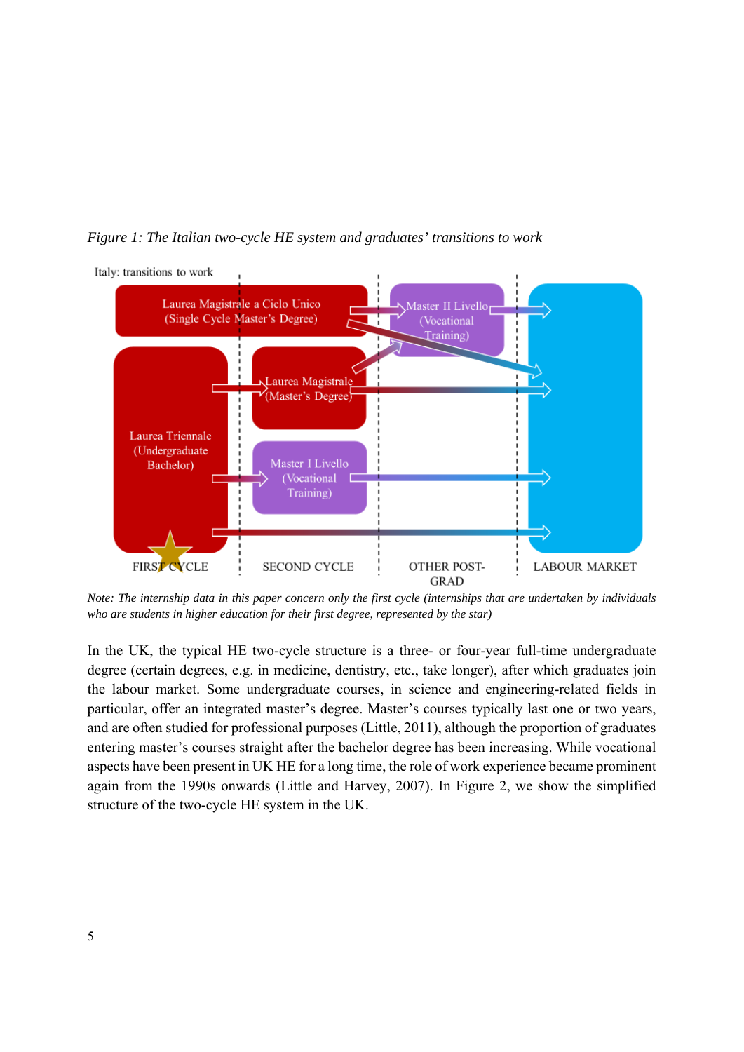*Figure 1: The Italian two-cycle HE system and graduates' transitions to work*

*Note: The internship data in this paper concern only the first cycle (internships that are undertaken by individuals who are students in higher education for their first degree, represented by the star)*

In the UK, the typical HE two-cycle structure is a three- or four-year full-time undergraduate degree (certain degrees, e.g. in medicine, dentistry, etc., take longer), after which graduates join the labour market. Some undergraduate courses, in science and engineering-related fields in particular, offer an integrated master's degree. Master's courses typically last one or two years, and are often studied for professional purposes (Little, 2011), although the proportion of graduates entering master's courses straight after the bachelor degree has been increasing. While vocational aspects have been present in UK HE for a long time, the role of work experience became prominent again from the 1990s onwards (Little and Harvey, 2007). In Figure 2, we show the simplified structure of the two-cycle HE system in the UK.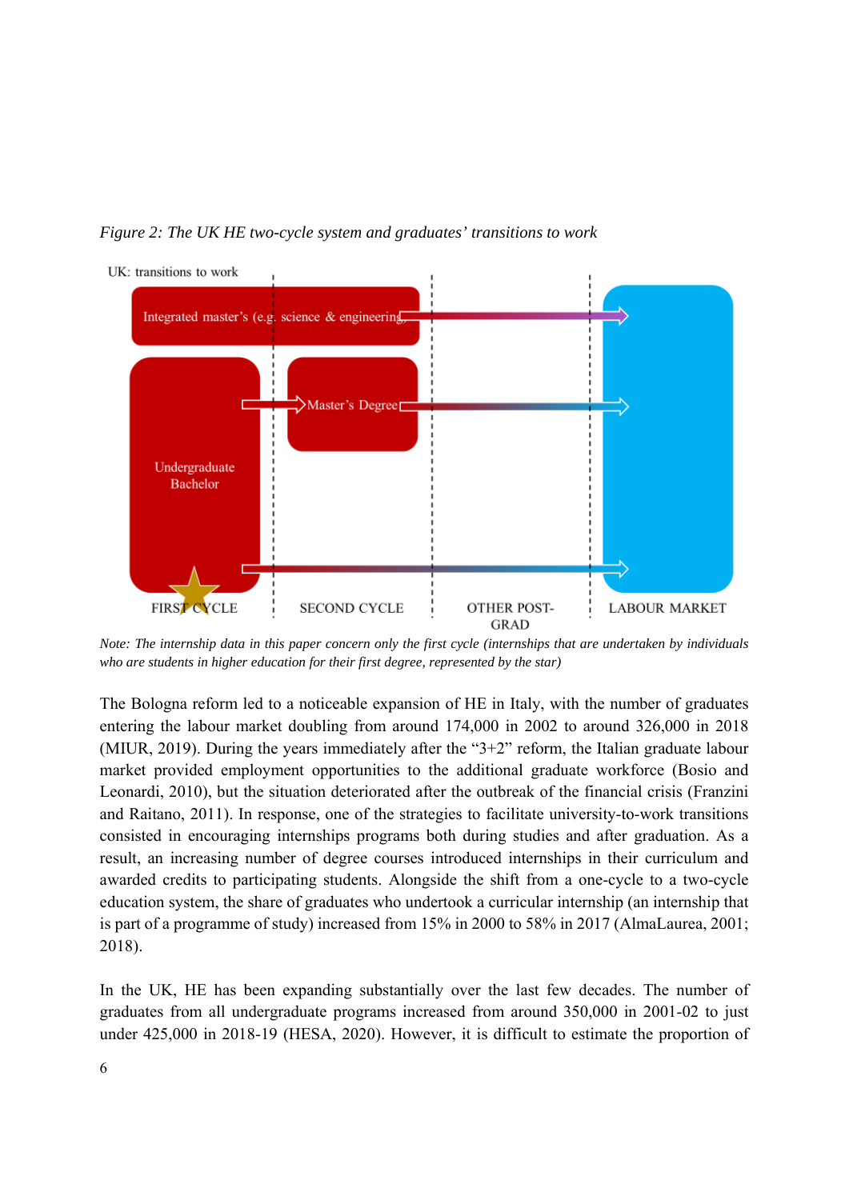*Figure 2: The UK HE two-cycle system and graduates' transitions to work*

UK: transitions to work

Integrated master's (e.g. science & engineering)

Master's Degree

Undergraduate Bachelor

FIRST CYCLE | SECOND CYCLE | OTHER POST-GRAD | LABOUR MARKET

*Note: The internship data in this paper concern only the first cycle (internships that are undertaken by individuals who are students in higher education for their first degree, represented by the star)*

The Bologna reform led to a noticeable expansion of HE in Italy, with the number of graduates entering the labour market doubling from around 174,000 in 2002 to around 326,000 in 2018 (MIUR, 2019). During the years immediately after the "3+2" reform, the Italian graduate labour market provided employment opportunities to the additional graduate workforce (Bosio and Leonardi, 2010), but the situation deteriorated after the outbreak of the financial crisis (Franzini and Raitano, 2011). In response, one of the strategies to facilitate university-to-work transitions consisted in encouraging internships programs both during studies and after graduation. As a result, an increasing number of degree courses introduced internships in their curriculum and awarded credits to participating students. Alongside the shift from a one-cycle to a two-cycle education system, the share of graduates who undertook a curricular internship (an internship that is part of a programme of study) increased from 15% in 2000 to 58% in 2017 (AlmaLaurea, 2001; 2018).

In the UK, HE has been expanding substantially over the last few decades. The number of graduates from all undergraduate programs increased from around 350,000 in 2001-02 to just under 425,000 in 2018-19 (HESA, 2020). However, it is difficult to estimate the proportion of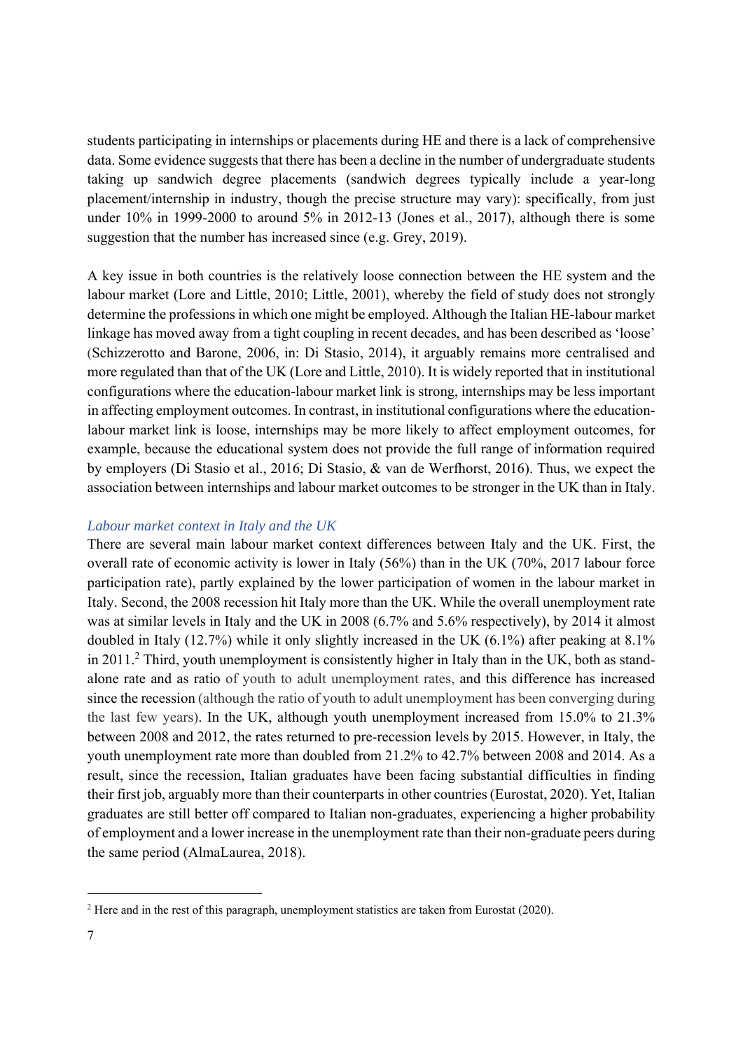students participating in internships or placements during HE and there is a lack of comprehensive data. Some evidence suggests that there has been a decline in the number of undergraduate students taking up sandwich degree placements (sandwich degrees typically include a year-long placement/internship in industry, though the precise structure may vary): specifically, from just under 10% in 1999-2000 to around 5% in 2012-13 (Jones et al., 2017), although there is some suggestion that the number has increased since (e.g. Grey, 2019).

A key issue in both countries is the relatively loose connection between the HE system and the labour market (Lore and Little, 2010; Little, 2001), whereby the field of study does not strongly determine the professions in which one might be employed. Although the Italian HE-labour market linkage has moved away from a tight coupling in recent decades, and has been described as 'loose' (Schizzerotto and Barone, 2006, in: Di Stasio, 2014), it arguably remains more centralised and more regulated than that of the UK (Lore and Little, 2010). It is widely reported that in institutional configurations where the education-labour market link is strong, internships may be less important in affecting employment outcomes. In contrast, in institutional configurations where the education-labour market link is loose, internships may be more likely to affect employment outcomes, for example, because the educational system does not provide the full range of information required by employers (Di Stasio et al., 2016; Di Stasio, & van de Werfhorst, 2016). Thus, we expect the association between internships and labour market outcomes to be stronger in the UK than in Italy.

### *Labour market context in Italy and the UK*

There are several main labour market context differences between Italy and the UK. First, the overall rate of economic activity is lower in Italy (56%) than in the UK (70%, 2017 labour force participation rate), partly explained by the lower participation of women in the labour market in Italy. Second, the 2008 recession hit Italy more than the UK. While the overall unemployment rate was at similar levels in Italy and the UK in 2008 (6.7% and 5.6% respectively), by 2014 it almost doubled in Italy (12.7%) while it only slightly increased in the UK (6.1%) after peaking at 8.1% in 2011.[2] Third, youth unemployment is consistently higher in Italy than in the UK, both as stand-alone rate and as ratio of youth to adult unemployment rates, and this difference has increased since the recession (although the ratio of youth to adult unemployment has been converging during the last few years). In the UK, although youth unemployment increased from 15.0% to 21.3% between 2008 and 2012, the rates returned to pre-recession levels by 2015. However, in Italy, the youth unemployment rate more than doubled from 21.2% to 42.7% between 2008 and 2014. As a result, since the recession, Italian graduates have been facing substantial difficulties in finding their first job, arguably more than their counterparts in other countries (Eurostat, 2020). Yet, Italian graduates are still better off compared to Italian non-graduates, experiencing a higher probability of employment and a lower increase in the unemployment rate than their non-graduate peers during the same period (AlmaLaurea, 2018).

[2] Here and in the rest of this paragraph, unemployment statistics are taken from Eurostat (2020).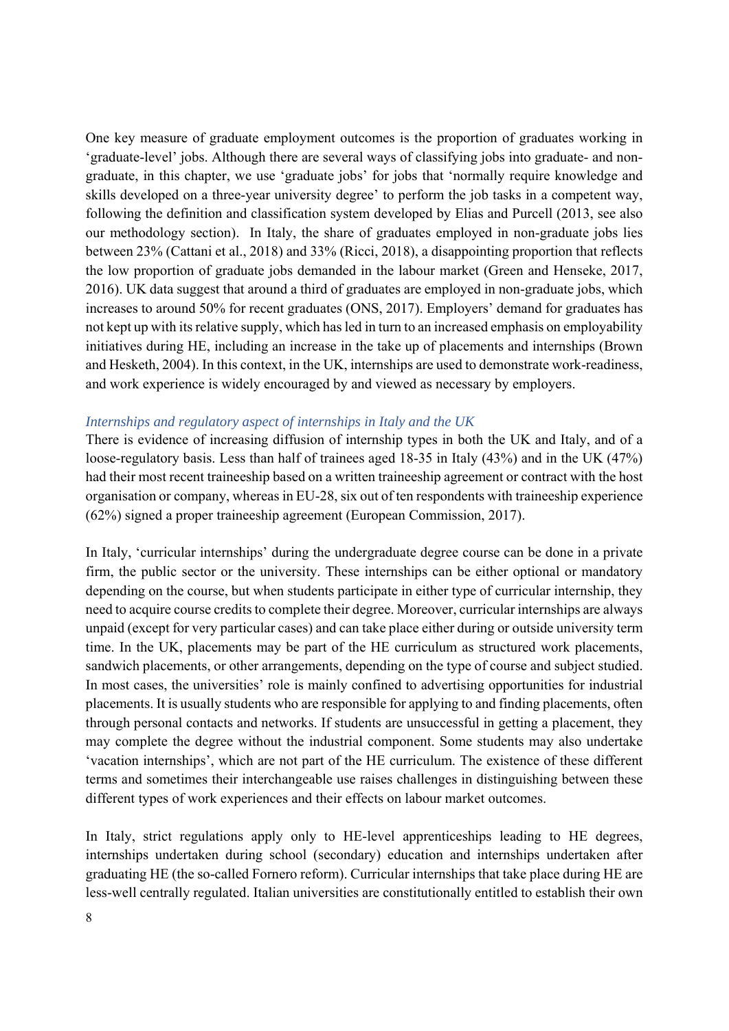One key measure of graduate employment outcomes is the proportion of graduates working in 'graduate-level' jobs. Although there are several ways of classifying jobs into graduate- and non-graduate, in this chapter, we use 'graduate jobs' for jobs that 'normally require knowledge and skills developed on a three-year university degree' to perform the job tasks in a competent way, following the definition and classification system developed by Elias and Purcell (2013, see also our methodology section). In Italy, the share of graduates employed in non-graduate jobs lies between 23% (Cattani et al., 2018) and 33% (Ricci, 2018), a disappointing proportion that reflects the low proportion of graduate jobs demanded in the labour market (Green and Henseke, 2017, 2016). UK data suggest that around a third of graduates are employed in non-graduate jobs, which increases to around 50% for recent graduates (ONS, 2017). Employers' demand for graduates has not kept up with its relative supply, which has led in turn to an increased emphasis on employability initiatives during HE, including an increase in the take up of placements and internships (Brown and Hesketh, 2004). In this context, in the UK, internships are used to demonstrate work-readiness, and work experience is widely encouraged by and viewed as necessary by employers.

### *Internships and regulatory aspect of internships in Italy and the UK*

There is evidence of increasing diffusion of internship types in both the UK and Italy, and of a loose-regulatory basis. Less than half of trainees aged 18-35 in Italy (43%) and in the UK (47%) had their most recent traineeship based on a written traineeship agreement or contract with the host organisation or company, whereas in EU-28, six out of ten respondents with traineeship experience (62%) signed a proper traineeship agreement (European Commission, 2017).

In Italy, 'curricular internships' during the undergraduate degree course can be done in a private firm, the public sector or the university. These internships can be either optional or mandatory depending on the course, but when students participate in either type of curricular internship, they need to acquire course credits to complete their degree. Moreover, curricular internships are always unpaid (except for very particular cases) and can take place either during or outside university term time. In the UK, placements may be part of the HE curriculum as structured work placements, sandwich placements, or other arrangements, depending on the type of course and subject studied. In most cases, the universities' role is mainly confined to advertising opportunities for industrial placements. It is usually students who are responsible for applying to and finding placements, often through personal contacts and networks. If students are unsuccessful in getting a placement, they may complete the degree without the industrial component. Some students may also undertake 'vacation internships', which are not part of the HE curriculum. The existence of these different terms and sometimes their interchangeable use raises challenges in distinguishing between these different types of work experiences and their effects on labour market outcomes.

In Italy, strict regulations apply only to HE-level apprenticeships leading to HE degrees, internships undertaken during school (secondary) education and internships undertaken after graduating HE (the so-called Fornero reform). Curricular internships that take place during HE are less-well centrally regulated. Italian universities are constitutionally entitled to establish their own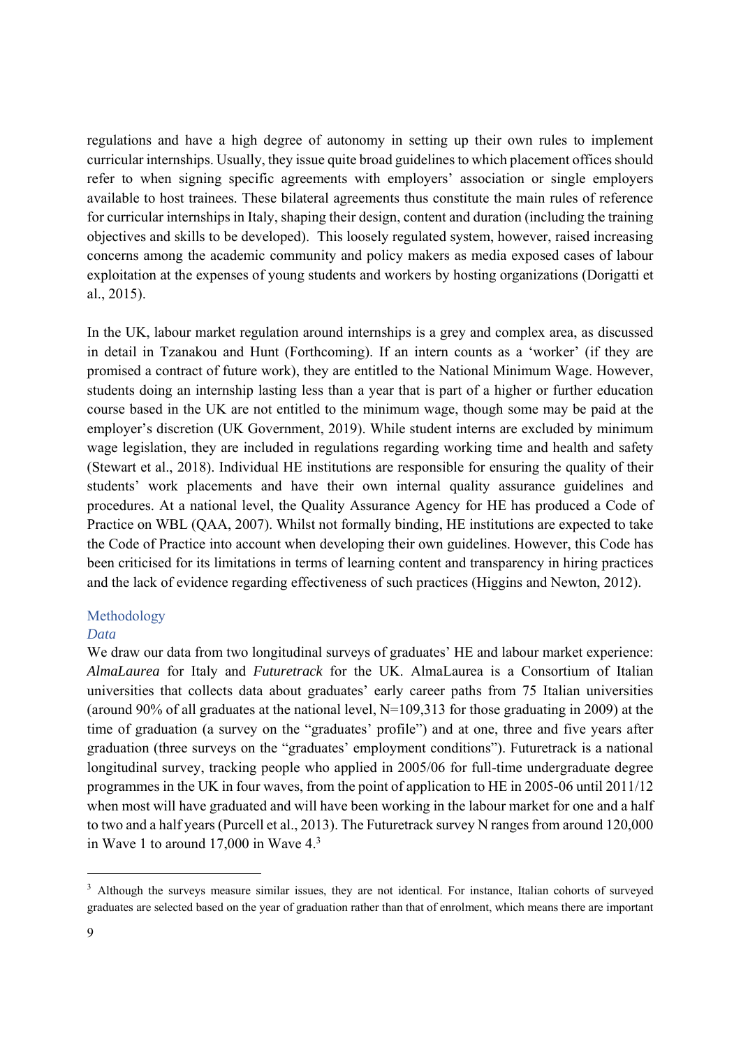regulations and have a high degree of autonomy in setting up their own rules to implement curricular internships. Usually, they issue quite broad guidelines to which placement offices should refer to when signing specific agreements with employers' association or single employers available to host trainees. These bilateral agreements thus constitute the main rules of reference for curricular internships in Italy, shaping their design, content and duration (including the training objectives and skills to be developed). This loosely regulated system, however, raised increasing concerns among the academic community and policy makers as media exposed cases of labour exploitation at the expenses of young students and workers by hosting organizations (Dorigatti et al., 2015).

In the UK, labour market regulation around internships is a grey and complex area, as discussed in detail in Tzanakou and Hunt (Forthcoming). If an intern counts as a 'worker' (if they are promised a contract of future work), they are entitled to the National Minimum Wage. However, students doing an internship lasting less than a year that is part of a higher or further education course based in the UK are not entitled to the minimum wage, though some may be paid at the employer's discretion (UK Government, 2019). While student interns are excluded by minimum wage legislation, they are included in regulations regarding working time and health and safety (Stewart et al., 2018). Individual HE institutions are responsible for ensuring the quality of their students' work placements and have their own internal quality assurance guidelines and procedures. At a national level, the Quality Assurance Agency for HE has produced a Code of Practice on WBL (QAA, 2007). Whilst not formally binding, HE institutions are expected to take the Code of Practice into account when developing their own guidelines. However, this Code has been criticised for its limitations in terms of learning content and transparency in hiring practices and the lack of evidence regarding effectiveness of such practices (Higgins and Newton, 2012).

## Methodology

### *Data*

We draw our data from two longitudinal surveys of graduates' HE and labour market experience: *AlmaLaurea* for Italy and *Futuretrack* for the UK. AlmaLaurea is a Consortium of Italian universities that collects data about graduates' early career paths from 75 Italian universities (around 90% of all graduates at the national level, N=109,313 for those graduating in 2009) at the time of graduation (a survey on the "graduates' profile") and at one, three and five years after graduation (three surveys on the "graduates' employment conditions"). Futuretrack is a national longitudinal survey, tracking people who applied in 2005/06 for full-time undergraduate degree programmes in the UK in four waves, from the point of application to HE in 2005-06 until 2011/12 when most will have graduated and will have been working in the labour market for one and a half to two and a half years (Purcell et al., 2013). The Futuretrack survey N ranges from around 120,000 in Wave 1 to around 17,000 in Wave 4.[3]

[3] Although the surveys measure similar issues, they are not identical. For instance, Italian cohorts of surveyed graduates are selected based on the year of graduation rather than that of enrolment, which means there are important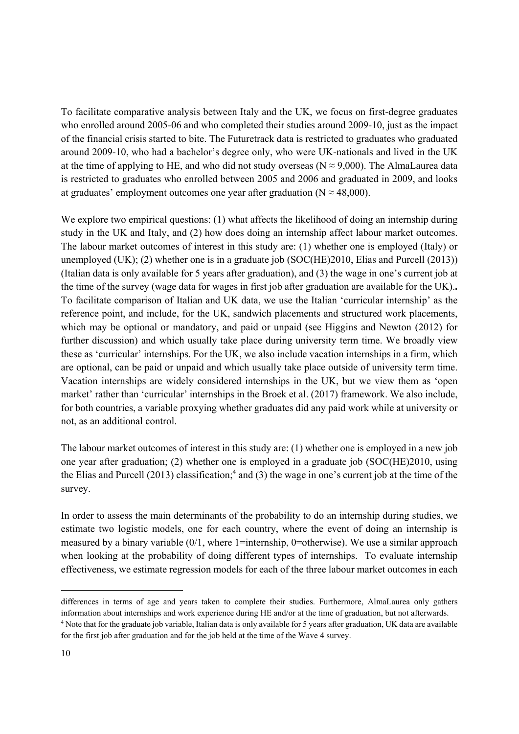To facilitate comparative analysis between Italy and the UK, we focus on first-degree graduates who enrolled around 2005-06 and who completed their studies around 2009-10, just as the impact of the financial crisis started to bite. The Futuretrack data is restricted to graduates who graduated around 2009-10, who had a bachelor's degree only, who were UK-nationals and lived in the UK at the time of applying to HE, and who did not study overseas ($N \approx 9,000$). The AlmaLaurea data is restricted to graduates who enrolled between 2005 and 2006 and graduated in 2009, and looks at graduates' employment outcomes one year after graduation ($N \approx 48,000$).

We explore two empirical questions: (1) what affects the likelihood of doing an internship during study in the UK and Italy, and (2) how does doing an internship affect labour market outcomes. The labour market outcomes of interest in this study are: (1) whether one is employed (Italy) or unemployed (UK); (2) whether one is in a graduate job (SOC(HE)2010, Elias and Purcell (2013)) (Italian data is only available for 5 years after graduation), and (3) the wage in one's current job at the time of the survey (wage data for wages in first job after graduation are available for the UK).**.** To facilitate comparison of Italian and UK data, we use the Italian 'curricular internship' as the reference point, and include, for the UK, sandwich placements and structured work placements, which may be optional or mandatory, and paid or unpaid (see Higgins and Newton (2012) for further discussion) and which usually take place during university term time. We broadly view these as 'curricular' internships. For the UK, we also include vacation internships in a firm, which are optional, can be paid or unpaid and which usually take place outside of university term time. Vacation internships are widely considered internships in the UK, but we view them as 'open market' rather than 'curricular' internships in the Broek et al. (2017) framework. We also include, for both countries, a variable proxying whether graduates did any paid work while at university or not, as an additional control.

The labour market outcomes of interest in this study are: (1) whether one is employed in a new job one year after graduation; (2) whether one is employed in a graduate job (SOC(HE)2010, using the Elias and Purcell (2013) classification;[4] and (3) the wage in one's current job at the time of the survey.

In order to assess the main determinants of the probability to do an internship during studies, we estimate two logistic models, one for each country, where the event of doing an internship is measured by a binary variable (0/1, where 1=internship, 0=otherwise). We use a similar approach when looking at the probability of doing different types of internships. To evaluate internship effectiveness, we estimate regression models for each of the three labour market outcomes in each

---

differences in terms of age and years taken to complete their studies. Furthermore, AlmaLaurea only gathers information about internships and work experience during HE and/or at the time of graduation, but not afterwards.

[4] Note that for the graduate job variable, Italian data is only available for 5 years after graduation, UK data are available for the first job after graduation and for the job held at the time of the Wave 4 survey.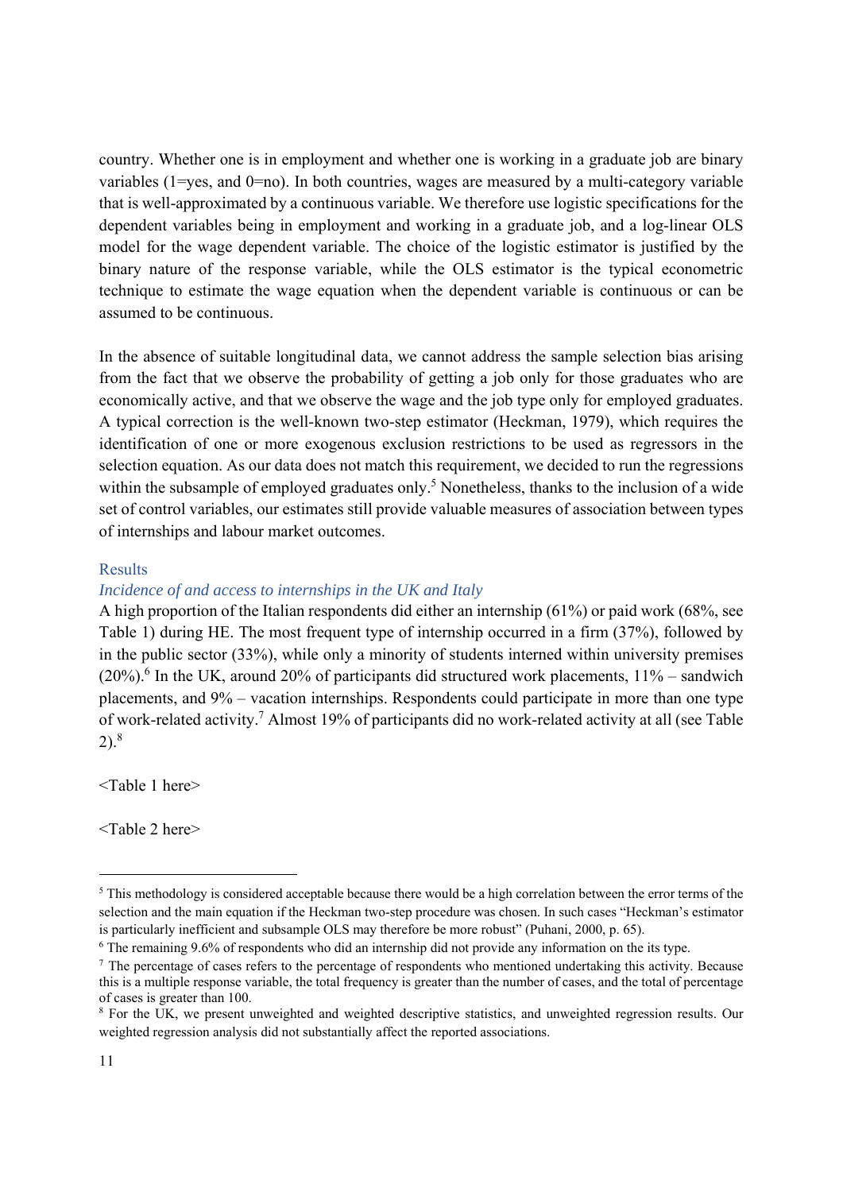country. Whether one is in employment and whether one is working in a graduate job are binary variables (1=yes, and 0=no). In both countries, wages are measured by a multi-category variable that is well-approximated by a continuous variable. We therefore use logistic specifications for the dependent variables being in employment and working in a graduate job, and a log-linear OLS model for the wage dependent variable. The choice of the logistic estimator is justified by the binary nature of the response variable, while the OLS estimator is the typical econometric technique to estimate the wage equation when the dependent variable is continuous or can be assumed to be continuous.

In the absence of suitable longitudinal data, we cannot address the sample selection bias arising from the fact that we observe the probability of getting a job only for those graduates who are economically active, and that we observe the wage and the job type only for employed graduates. A typical correction is the well-known two-step estimator (Heckman, 1979), which requires the identification of one or more exogenous exclusion restrictions to be used as regressors in the selection equation. As our data does not match this requirement, we decided to run the regressions within the subsample of employed graduates only.[5] Nonetheless, thanks to the inclusion of a wide set of control variables, our estimates still provide valuable measures of association between types of internships and labour market outcomes.

## Results

### *Incidence of and access to internships in the UK and Italy*

A high proportion of the Italian respondents did either an internship (61%) or paid work (68%, see Table 1) during HE. The most frequent type of internship occurred in a firm (37%), followed by in the public sector (33%), while only a minority of students interned within university premises (20%).[6] In the UK, around 20% of participants did structured work placements, 11% – sandwich placements, and 9% – vacation internships. Respondents could participate in more than one type of work-related activity.[7] Almost 19% of participants did no work-related activity at all (see Table 2).[8]

<Table 1 here>

<Table 2 here>

---

[5] This methodology is considered acceptable because there would be a high correlation between the error terms of the selection and the main equation if the Heckman two-step procedure was chosen. In such cases "Heckman's estimator is particularly inefficient and subsample OLS may therefore be more robust" (Puhani, 2000, p. 65).

[6] The remaining 9.6% of respondents who did an internship did not provide any information on the its type.

[7] The percentage of cases refers to the percentage of respondents who mentioned undertaking this activity. Because this is a multiple response variable, the total frequency is greater than the number of cases, and the total of percentage of cases is greater than 100.

[8] For the UK, we present unweighted and weighted descriptive statistics, and unweighted regression results. Our weighted regression analysis did not substantially affect the reported associations.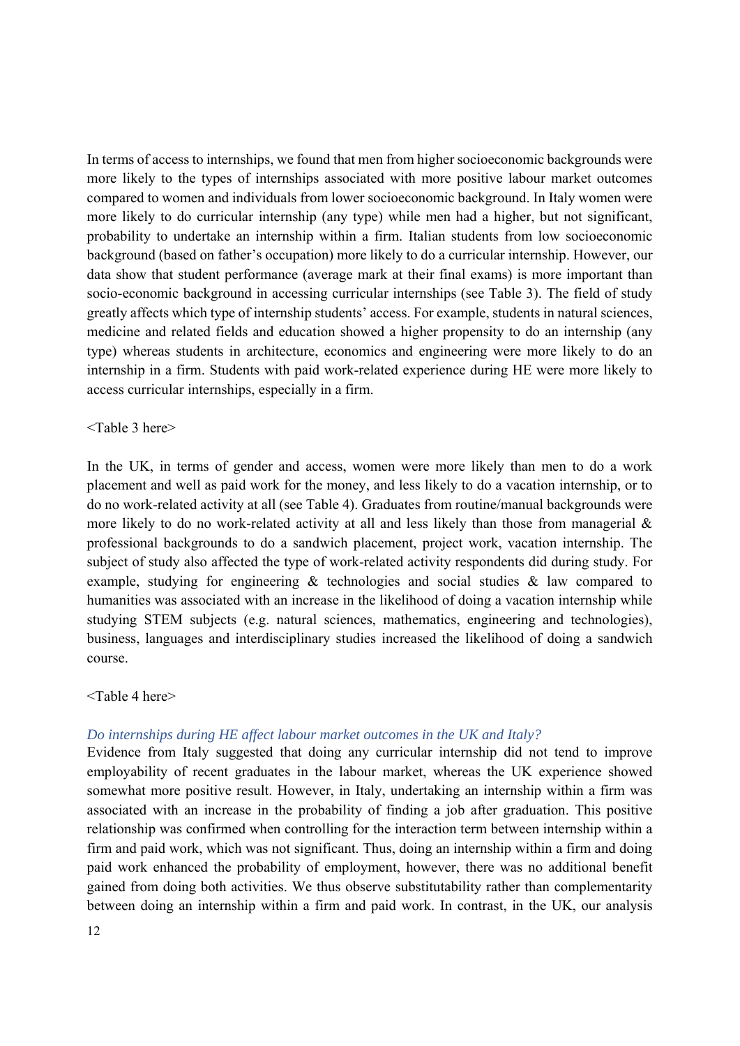In terms of access to internships, we found that men from higher socioeconomic backgrounds were more likely to the types of internships associated with more positive labour market outcomes compared to women and individuals from lower socioeconomic background. In Italy women were more likely to do curricular internship (any type) while men had a higher, but not significant, probability to undertake an internship within a firm. Italian students from low socioeconomic background (based on father's occupation) more likely to do a curricular internship. However, our data show that student performance (average mark at their final exams) is more important than socio-economic background in accessing curricular internships (see Table 3). The field of study greatly affects which type of internship students' access. For example, students in natural sciences, medicine and related fields and education showed a higher propensity to do an internship (any type) whereas students in architecture, economics and engineering were more likely to do an internship in a firm. Students with paid work-related experience during HE were more likely to access curricular internships, especially in a firm.

<Table 3 here>

In the UK, in terms of gender and access, women were more likely than men to do a work placement and well as paid work for the money, and less likely to do a vacation internship, or to do no work-related activity at all (see Table 4). Graduates from routine/manual backgrounds were more likely to do no work-related activity at all and less likely than those from managerial & professional backgrounds to do a sandwich placement, project work, vacation internship. The subject of study also affected the type of work-related activity respondents did during study. For example, studying for engineering & technologies and social studies & law compared to humanities was associated with an increase in the likelihood of doing a vacation internship while studying STEM subjects (e.g. natural sciences, mathematics, engineering and technologies), business, languages and interdisciplinary studies increased the likelihood of doing a sandwich course.

<Table 4 here>

### *Do internships during HE affect labour market outcomes in the UK and Italy?*

Evidence from Italy suggested that doing any curricular internship did not tend to improve employability of recent graduates in the labour market, whereas the UK experience showed somewhat more positive result. However, in Italy, undertaking an internship within a firm was associated with an increase in the probability of finding a job after graduation. This positive relationship was confirmed when controlling for the interaction term between internship within a firm and paid work, which was not significant. Thus, doing an internship within a firm and doing paid work enhanced the probability of employment, however, there was no additional benefit gained from doing both activities. We thus observe substitutability rather than complementarity between doing an internship within a firm and paid work. In contrast, in the UK, our analysis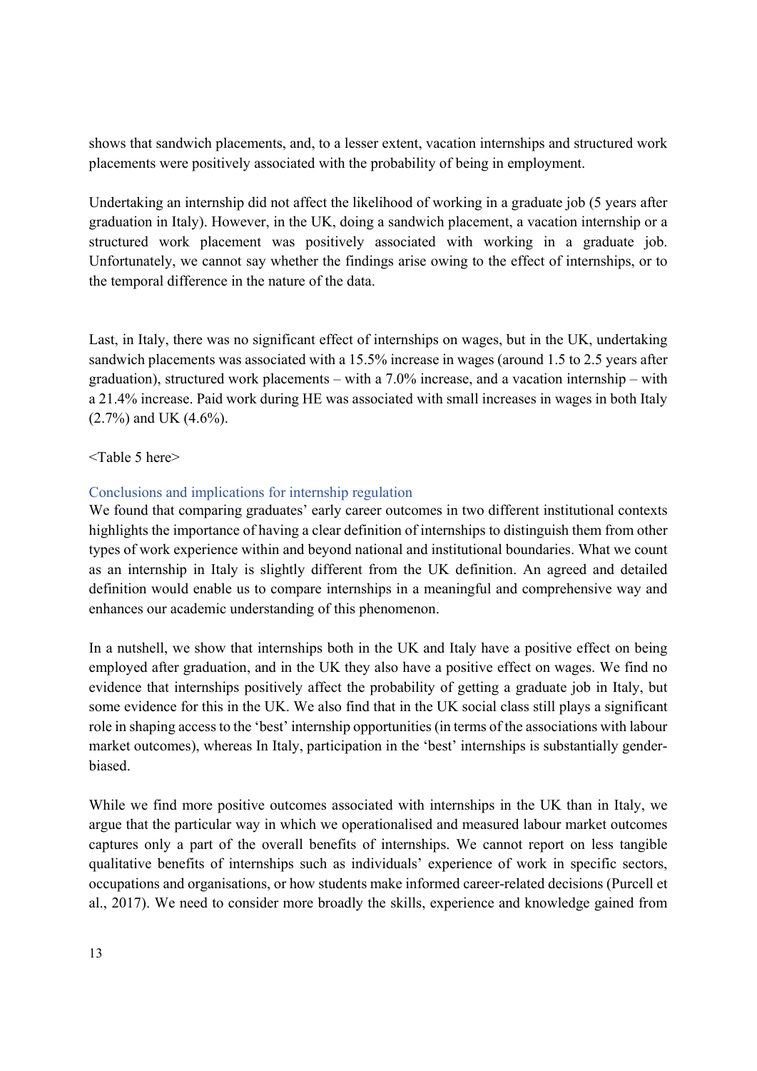shows that sandwich placements, and, to a lesser extent, vacation internships and structured work placements were positively associated with the probability of being in employment.

Undertaking an internship did not affect the likelihood of working in a graduate job (5 years after graduation in Italy). However, in the UK, doing a sandwich placement, a vacation internship or a structured work placement was positively associated with working in a graduate job. Unfortunately, we cannot say whether the findings arise owing to the effect of internships, or to the temporal difference in the nature of the data.

Last, in Italy, there was no significant effect of internships on wages, but in the UK, undertaking sandwich placements was associated with a 15.5% increase in wages (around 1.5 to 2.5 years after graduation), structured work placements – with a 7.0% increase, and a vacation internship – with a 21.4% increase. Paid work during HE was associated with small increases in wages in both Italy (2.7%) and UK (4.6%).

<Table 5 here>

## Conclusions and implications for internship regulation

We found that comparing graduates' early career outcomes in two different institutional contexts highlights the importance of having a clear definition of internships to distinguish them from other types of work experience within and beyond national and institutional boundaries. What we count as an internship in Italy is slightly different from the UK definition. An agreed and detailed definition would enable us to compare internships in a meaningful and comprehensive way and enhances our academic understanding of this phenomenon.

In a nutshell, we show that internships both in the UK and Italy have a positive effect on being employed after graduation, and in the UK they also have a positive effect on wages. We find no evidence that internships positively affect the probability of getting a graduate job in Italy, but some evidence for this in the UK. We also find that in the UK social class still plays a significant role in shaping access to the 'best' internship opportunities (in terms of the associations with labour market outcomes), whereas In Italy, participation in the 'best' internships is substantially gender-biased.

While we find more positive outcomes associated with internships in the UK than in Italy, we argue that the particular way in which we operationalised and measured labour market outcomes captures only a part of the overall benefits of internships. We cannot report on less tangible qualitative benefits of internships such as individuals' experience of work in specific sectors, occupations and organisations, or how students make informed career-related decisions (Purcell et al., 2017). We need to consider more broadly the skills, experience and knowledge gained from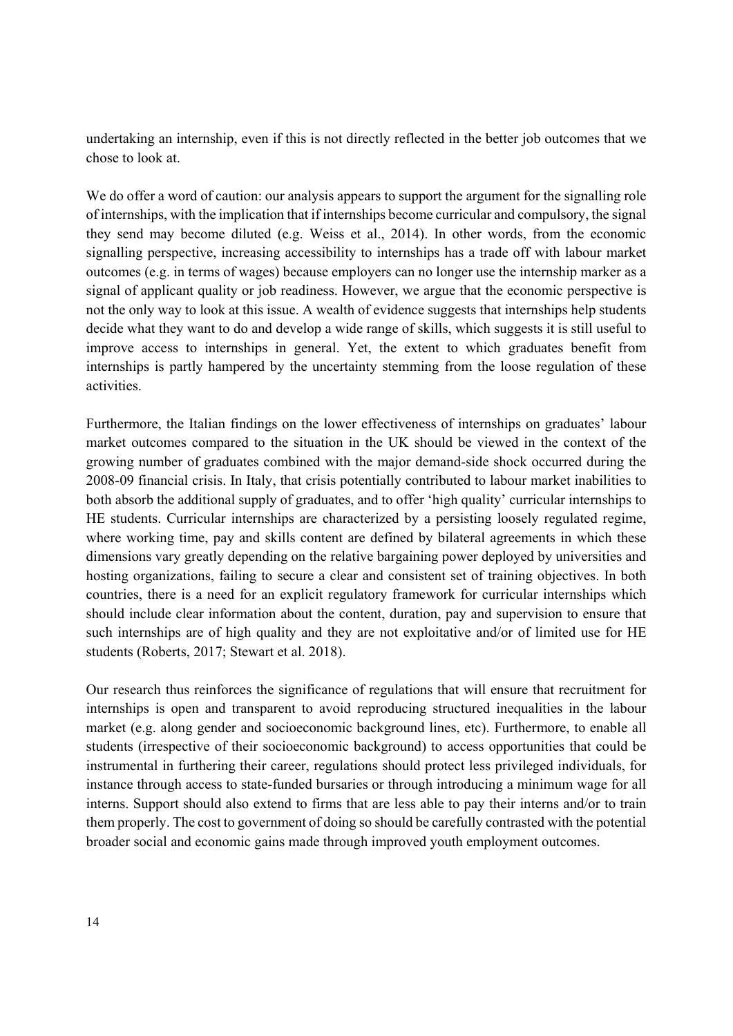undertaking an internship, even if this is not directly reflected in the better job outcomes that we chose to look at.

We do offer a word of caution: our analysis appears to support the argument for the signalling role of internships, with the implication that if internships become curricular and compulsory, the signal they send may become diluted (e.g. Weiss et al., 2014). In other words, from the economic signalling perspective, increasing accessibility to internships has a trade off with labour market outcomes (e.g. in terms of wages) because employers can no longer use the internship marker as a signal of applicant quality or job readiness. However, we argue that the economic perspective is not the only way to look at this issue. A wealth of evidence suggests that internships help students decide what they want to do and develop a wide range of skills, which suggests it is still useful to improve access to internships in general. Yet, the extent to which graduates benefit from internships is partly hampered by the uncertainty stemming from the loose regulation of these activities.

Furthermore, the Italian findings on the lower effectiveness of internships on graduates' labour market outcomes compared to the situation in the UK should be viewed in the context of the growing number of graduates combined with the major demand-side shock occurred during the 2008-09 financial crisis. In Italy, that crisis potentially contributed to labour market inabilities to both absorb the additional supply of graduates, and to offer 'high quality' curricular internships to HE students. Curricular internships are characterized by a persisting loosely regulated regime, where working time, pay and skills content are defined by bilateral agreements in which these dimensions vary greatly depending on the relative bargaining power deployed by universities and hosting organizations, failing to secure a clear and consistent set of training objectives. In both countries, there is a need for an explicit regulatory framework for curricular internships which should include clear information about the content, duration, pay and supervision to ensure that such internships are of high quality and they are not exploitative and/or of limited use for HE students (Roberts, 2017; Stewart et al. 2018).

Our research thus reinforces the significance of regulations that will ensure that recruitment for internships is open and transparent to avoid reproducing structured inequalities in the labour market (e.g. along gender and socioeconomic background lines, etc). Furthermore, to enable all students (irrespective of their socioeconomic background) to access opportunities that could be instrumental in furthering their career, regulations should protect less privileged individuals, for instance through access to state-funded bursaries or through introducing a minimum wage for all interns. Support should also extend to firms that are less able to pay their interns and/or to train them properly. The cost to government of doing so should be carefully contrasted with the potential broader social and economic gains made through improved youth employment outcomes.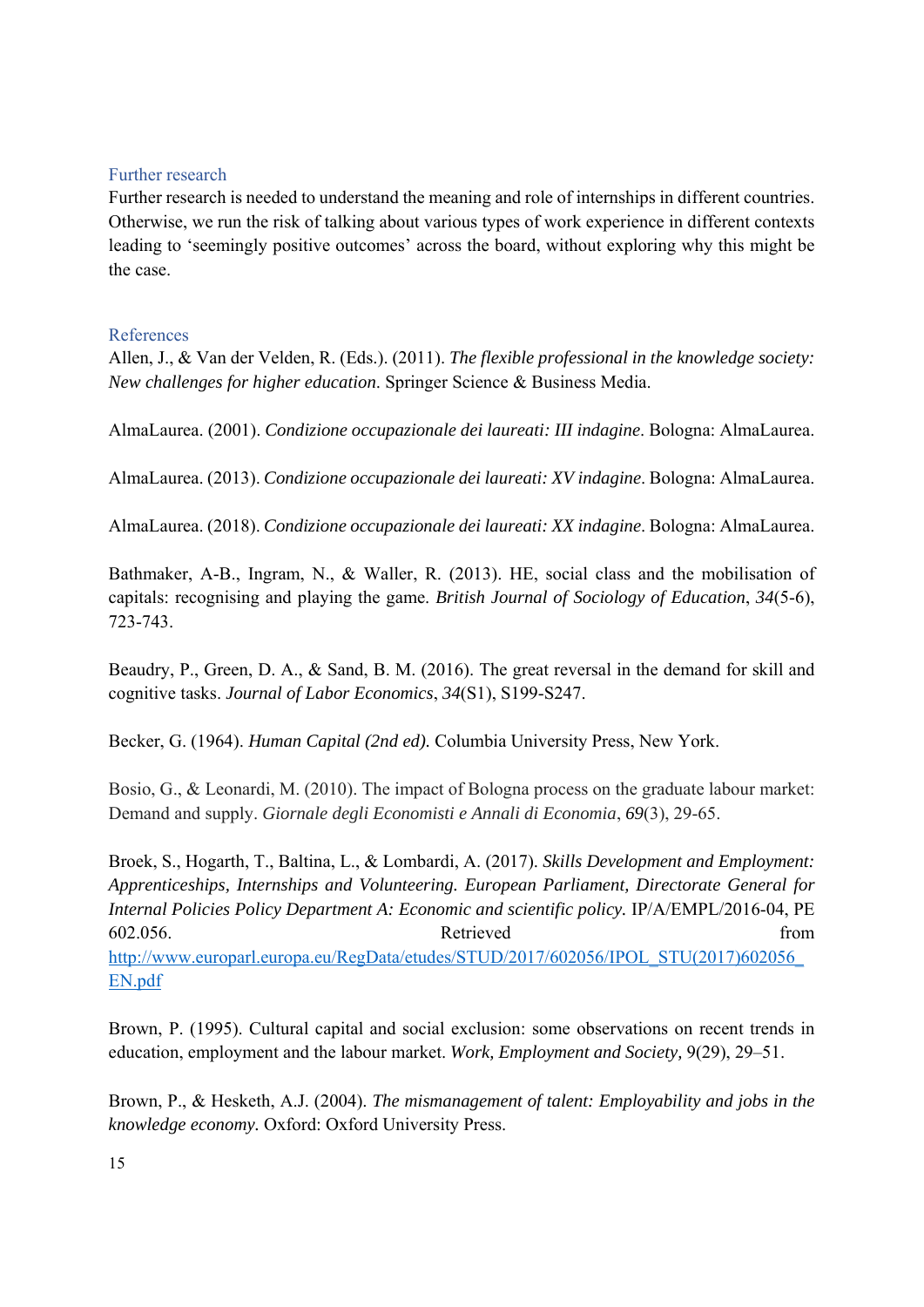## Further research

Further research is needed to understand the meaning and role of internships in different countries. Otherwise, we run the risk of talking about various types of work experience in different contexts leading to 'seemingly positive outcomes' across the board, without exploring why this might be the case.

## References

Allen, J., & Van der Velden, R. (Eds.). (2011). *The flexible professional in the knowledge society: New challenges for higher education*. Springer Science & Business Media.

AlmaLaurea. (2001). *Condizione occupazionale dei laureati: III indagine*. Bologna: AlmaLaurea.

AlmaLaurea. (2013). *Condizione occupazionale dei laureati: XV indagine*. Bologna: AlmaLaurea.

AlmaLaurea. (2018). *Condizione occupazionale dei laureati: XX indagine*. Bologna: AlmaLaurea.

Bathmaker, A-B., Ingram, N., & Waller, R. (2013). HE, social class and the mobilisation of capitals: recognising and playing the game. *British Journal of Sociology of Education*, *34*(5-6), 723-743.

Beaudry, P., Green, D. A., & Sand, B. M. (2016). The great reversal in the demand for skill and cognitive tasks. *Journal of Labor Economics*, *34*(S1), S199-S247.

Becker, G. (1964). *Human Capital (2nd ed).* Columbia University Press, New York.

Bosio, G., & Leonardi, M. (2010). The impact of Bologna process on the graduate labour market: Demand and supply. *Giornale degli Economisti e Annali di Economia*, *69*(3), 29-65.

Broek, S., Hogarth, T., Baltina, L., & Lombardi, A. (2017). *Skills Development and Employment: Apprenticeships, Internships and Volunteering. European Parliament, Directorate General for Internal Policies Policy Department A: Economic and scientific policy.* IP/A/EMPL/2016-04, PE 602.056. Retrieved from http://www.europarl.europa.eu/RegData/etudes/STUD/2017/602056/IPOL_STU(2017)602056_EN.pdf

Brown, P. (1995). Cultural capital and social exclusion: some observations on recent trends in education, employment and the labour market. *Work, Employment and Society,* 9(29), 29–51.

Brown, P., & Hesketh, A.J. (2004). *The mismanagement of talent: Employability and jobs in the knowledge economy.* Oxford: Oxford University Press.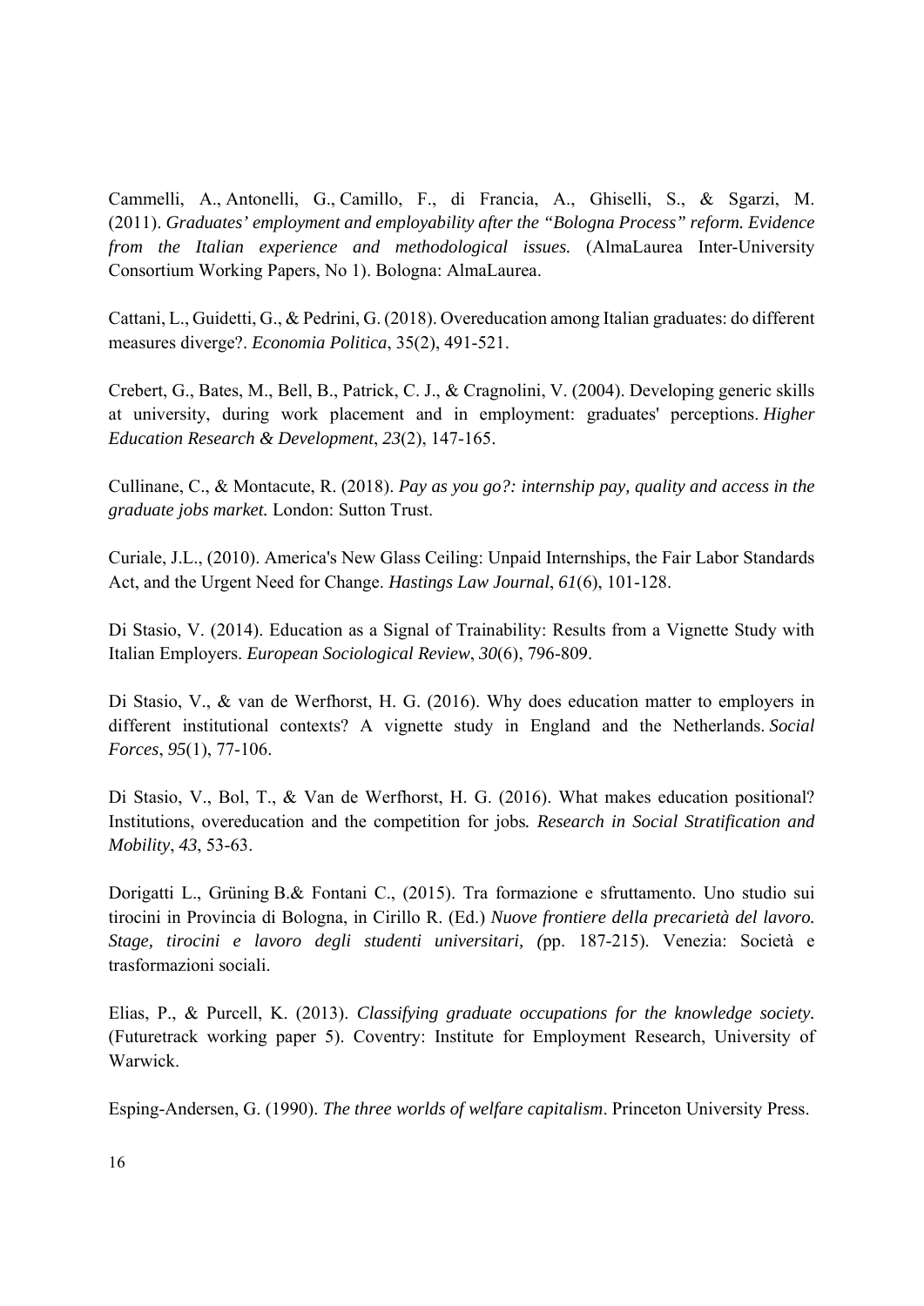Cammelli, A., Antonelli, G., Camillo, F., di Francia, A., Ghiselli, S., & Sgarzi, M. (2011). *Graduates' employment and employability after the "Bologna Process" reform. Evidence from the Italian experience and methodological issues.* (AlmaLaurea Inter-University Consortium Working Papers, No 1). Bologna: AlmaLaurea.

Cattani, L., Guidetti, G., & Pedrini, G. (2018). Overeducation among Italian graduates: do different measures diverge?. *Economia Politica*, 35(2), 491-521.

Crebert, G., Bates, M., Bell, B., Patrick, C. J., & Cragnolini, V. (2004). Developing generic skills at university, during work placement and in employment: graduates' perceptions. *Higher Education Research & Development*, *23*(2), 147-165.

Cullinane, C., & Montacute, R. (2018). *Pay as you go?: internship pay, quality and access in the graduate jobs market.* London: Sutton Trust.

Curiale, J.L., (2010). America's New Glass Ceiling: Unpaid Internships, the Fair Labor Standards Act, and the Urgent Need for Change. *Hastings Law Journal*, *61*(6), 101-128.

Di Stasio, V. (2014). Education as a Signal of Trainability: Results from a Vignette Study with Italian Employers. *European Sociological Review*, *30*(6), 796-809.

Di Stasio, V., & van de Werfhorst, H. G. (2016). Why does education matter to employers in different institutional contexts? A vignette study in England and the Netherlands. *Social Forces*, *95*(1), 77-106.

Di Stasio, V., Bol, T., & Van de Werfhorst, H. G. (2016). What makes education positional? Institutions, overeducation and the competition for jobs*. Research in Social Stratification and Mobility*, *43*, 53-63.

Dorigatti L., Grüning B.& Fontani C., (2015). Tra formazione e sfruttamento. Uno studio sui tirocini in Provincia di Bologna, in Cirillo R. (Ed.) *Nuove frontiere della precarietà del lavoro. Stage, tirocini e lavoro degli studenti universitari, (*pp. 187-215). Venezia: Società e trasformazioni sociali.

Elias, P., & Purcell, K. (2013). *Classifying graduate occupations for the knowledge society.* (Futuretrack working paper 5). Coventry: Institute for Employment Research, University of Warwick.

Esping-Andersen, G. (1990). *The three worlds of welfare capitalism*. Princeton University Press.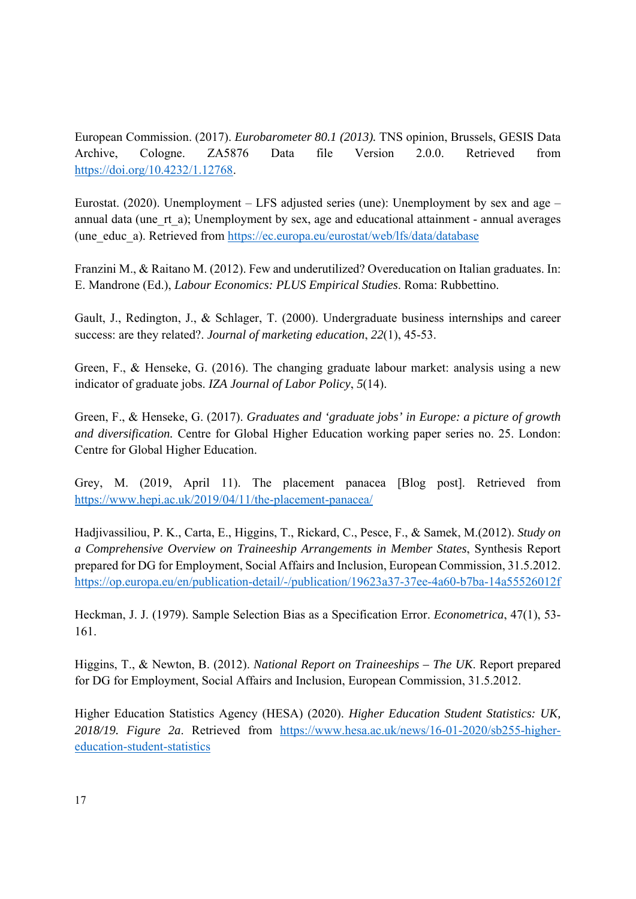European Commission. (2017). *Eurobarometer 80.1 (2013).* TNS opinion, Brussels, GESIS Data Archive, Cologne. ZA5876 Data file Version 2.0.0. Retrieved from https://doi.org/10.4232/1.12768.

Eurostat. (2020). Unemployment – LFS adjusted series (une): Unemployment by sex and age – annual data (une_rt_a); Unemployment by sex, age and educational attainment - annual averages (une_educ_a). Retrieved from https://ec.europa.eu/eurostat/web/lfs/data/database

Franzini M., & Raitano M. (2012). Few and underutilized? Overeducation on Italian graduates. In: E. Mandrone (Ed.), *Labour Economics: PLUS Empirical Studies*. Roma: Rubbettino.

Gault, J., Redington, J., & Schlager, T. (2000). Undergraduate business internships and career success: are they related?. *Journal of marketing education*, *22*(1), 45-53.

Green, F., & Henseke, G. (2016). The changing graduate labour market: analysis using a new indicator of graduate jobs. *IZA Journal of Labor Policy*, *5*(14).

Green, F., & Henseke, G. (2017). *Graduates and 'graduate jobs' in Europe: a picture of growth and diversification.* Centre for Global Higher Education working paper series no. 25. London: Centre for Global Higher Education.

Grey, M. (2019, April 11). The placement panacea [Blog post]. Retrieved from https://www.hepi.ac.uk/2019/04/11/the-placement-panacea/

Hadjivassiliou, P. K., Carta, E., Higgins, T., Rickard, C., Pesce, F., & Samek, M.(2012). *Study on a Comprehensive Overview on Traineeship Arrangements in Member States*, Synthesis Report prepared for DG for Employment, Social Affairs and Inclusion, European Commission, 31.5.2012. https://op.europa.eu/en/publication-detail/-/publication/19623a37-37ee-4a60-b7ba-14a55526012f

Heckman, J. J. (1979). Sample Selection Bias as a Specification Error. *Econometrica*, 47(1), 53-161.

Higgins, T., & Newton, B. (2012). *National Report on Traineeships – The UK*. Report prepared for DG for Employment, Social Affairs and Inclusion, European Commission, 31.5.2012.

Higher Education Statistics Agency (HESA) (2020). *Higher Education Student Statistics: UK, 2018/19. Figure 2a*. Retrieved from https://www.hesa.ac.uk/news/16-01-2020/sb255-higher-education-student-statistics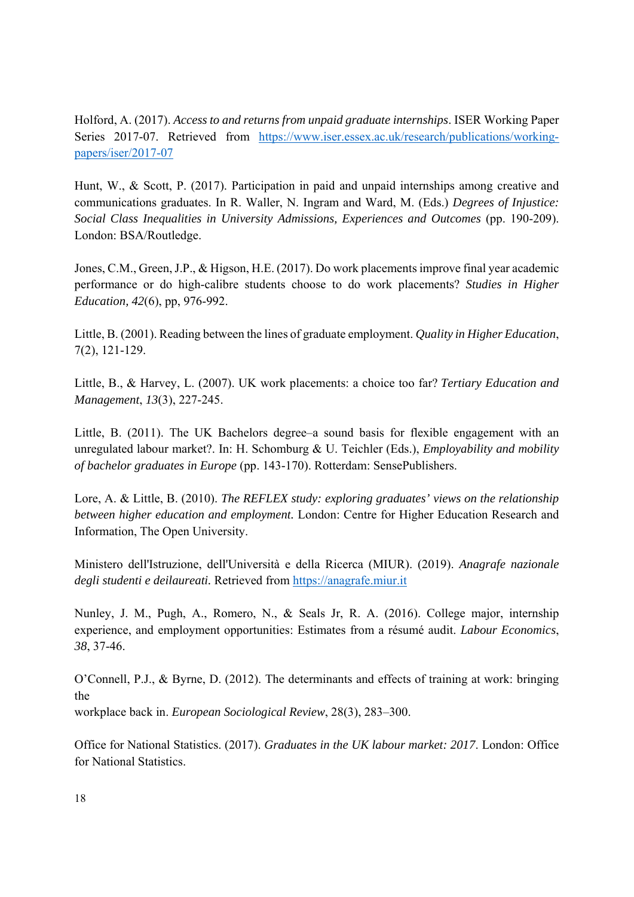Holford, A. (2017). *Access to and returns from unpaid graduate internships*. ISER Working Paper Series 2017-07. Retrieved from https://www.iser.essex.ac.uk/research/publications/working-papers/iser/2017-07

Hunt, W., & Scott, P. (2017). Participation in paid and unpaid internships among creative and communications graduates. In R. Waller, N. Ingram and Ward, M. (Eds.) *Degrees of Injustice: Social Class Inequalities in University Admissions, Experiences and Outcomes* (pp. 190-209). London: BSA/Routledge.

Jones, C.M., Green, J.P., & Higson, H.E. (2017). Do work placements improve final year academic performance or do high-calibre students choose to do work placements? *Studies in Higher Education, 42*(6), pp, 976-992.

Little, B. (2001). Reading between the lines of graduate employment. *Quality in Higher Education*, 7(2), 121-129.

Little, B., & Harvey, L. (2007). UK work placements: a choice too far? *Tertiary Education and Management*, *13*(3), 227-245.

Little, B. (2011). The UK Bachelors degree–a sound basis for flexible engagement with an unregulated labour market?. In: H. Schomburg & U. Teichler (Eds.), *Employability and mobility of bachelor graduates in Europe* (pp. 143-170). Rotterdam: SensePublishers.

Lore, A. & Little, B. (2010). *The REFLEX study: exploring graduates' views on the relationship between higher education and employment.* London: Centre for Higher Education Research and Information, The Open University.

Ministero dell'Istruzione, dell'Università e della Ricerca (MIUR). (2019). *Anagrafe nazionale degli studenti e deilaureati.* Retrieved from https://anagrafe.miur.it

Nunley, J. M., Pugh, A., Romero, N., & Seals Jr, R. A. (2016). College major, internship experience, and employment opportunities: Estimates from a résumé audit. *Labour Economics*, *38*, 37-46.

O'Connell, P.J., & Byrne, D. (2012). The determinants and effects of training at work: bringing the
workplace back in. *European Sociological Review*, 28(3), 283–300.

Office for National Statistics. (2017). *Graduates in the UK labour market: 2017*. London: Office for National Statistics.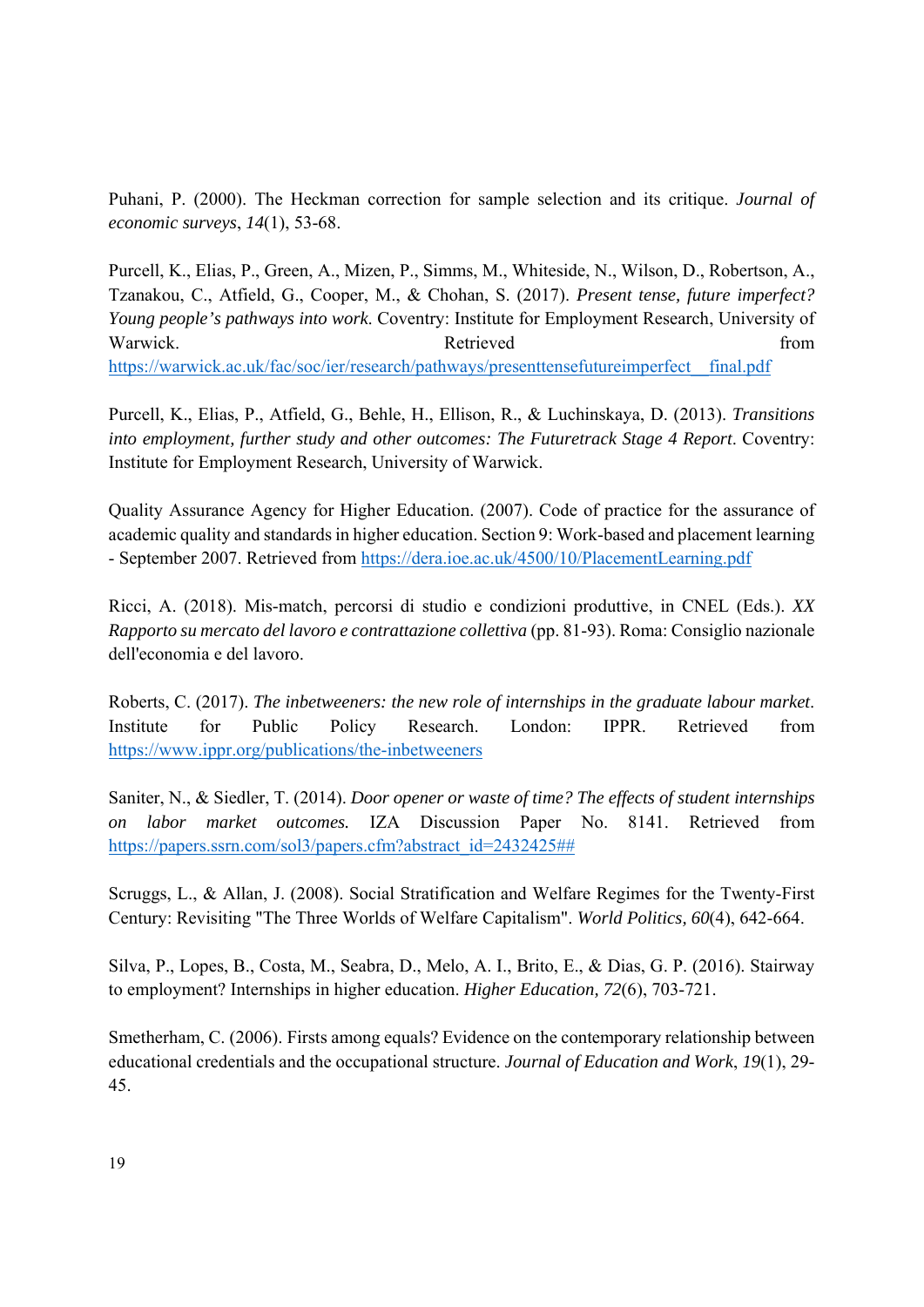Puhani, P. (2000). The Heckman correction for sample selection and its critique. *Journal of economic surveys*, *14*(1), 53-68.

Purcell, K., Elias, P., Green, A., Mizen, P., Simms, M., Whiteside, N., Wilson, D., Robertson, A., Tzanakou, C., Atfield, G., Cooper, M., & Chohan, S. (2017). *Present tense, future imperfect? Young people's pathways into work.* Coventry: Institute for Employment Research, University of Warwick. Retrieved from https://warwick.ac.uk/fac/soc/ier/research/pathways/presenttensefutureimperfect__final.pdf

Purcell, K., Elias, P., Atfield, G., Behle, H., Ellison, R., & Luchinskaya, D. (2013). *Transitions into employment, further study and other outcomes: The Futuretrack Stage 4 Report*. Coventry: Institute for Employment Research, University of Warwick.

Quality Assurance Agency for Higher Education. (2007). Code of practice for the assurance of academic quality and standards in higher education. Section 9: Work-based and placement learning - September 2007. Retrieved from https://dera.ioe.ac.uk/4500/10/PlacementLearning.pdf

Ricci, A. (2018). Mis-match, percorsi di studio e condizioni produttive, in CNEL (Eds.). *XX Rapporto su mercato del lavoro e contrattazione collettiva* (pp. 81-93). Roma: Consiglio nazionale dell'economia e del lavoro.

Roberts, C. (2017). *The inbetweeners: the new role of internships in the graduate labour market*. Institute for Public Policy Research. London: IPPR. Retrieved from https://www.ippr.org/publications/the-inbetweeners

Saniter, N., & Siedler, T. (2014). *Door opener or waste of time? The effects of student internships on labor market outcomes.* IZA Discussion Paper No. 8141. Retrieved from https://papers.ssrn.com/sol3/papers.cfm?abstract_id=2432425##

Scruggs, L., & Allan, J. (2008). Social Stratification and Welfare Regimes for the Twenty-First Century: Revisiting "The Three Worlds of Welfare Capitalism". *World Politics, 60*(4), 642-664.

Silva, P., Lopes, B., Costa, M., Seabra, D., Melo, A. I., Brito, E., & Dias, G. P. (2016). Stairway to employment? Internships in higher education. *Higher Education, 72*(6), 703-721.

Smetherham, C. (2006). Firsts among equals? Evidence on the contemporary relationship between educational credentials and the occupational structure. *Journal of Education and Work*, *19*(1), 29-45.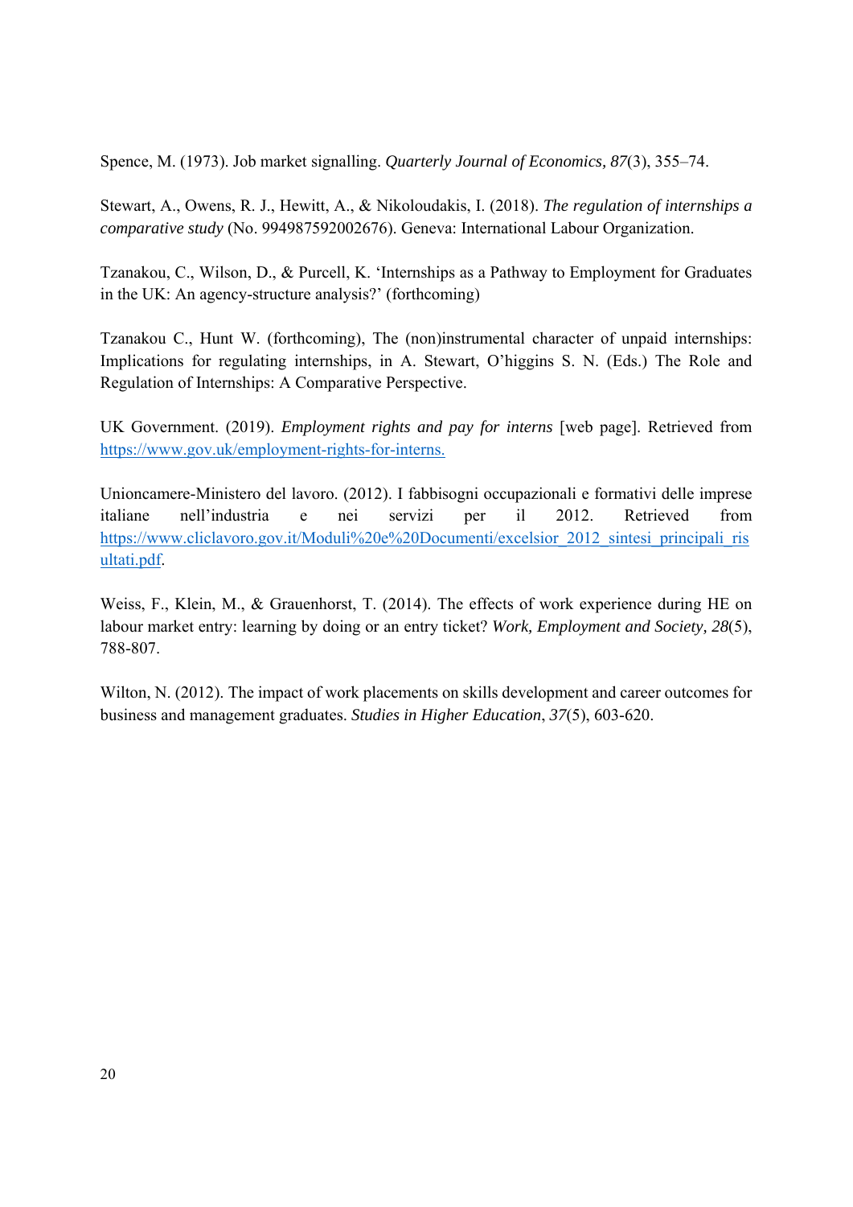Spence, M. (1973). Job market signalling. *Quarterly Journal of Economics, 87*(3), 355–74.

Stewart, A., Owens, R. J., Hewitt, A., & Nikoloudakis, I. (2018). *The regulation of internships a comparative study* (No. 994987592002676). Geneva: International Labour Organization.

Tzanakou, C., Wilson, D., & Purcell, K. 'Internships as a Pathway to Employment for Graduates in the UK: An agency-structure analysis?' (forthcoming)

Tzanakou C., Hunt W. (forthcoming), The (non)instrumental character of unpaid internships: Implications for regulating internships, in A. Stewart, O'higgins S. N. (Eds.) The Role and Regulation of Internships: A Comparative Perspective.

UK Government. (2019). *Employment rights and pay for interns* [web page]. Retrieved from https://www.gov.uk/employment-rights-for-interns.

Unioncamere-Ministero del lavoro. (2012). I fabbisogni occupazionali e formativi delle imprese italiane nell'industria e nei servizi per il 2012. Retrieved from https://www.cliclavoro.gov.it/Moduli%20e%20Documenti/excelsior_2012_sintesi_principali_risultati.pdf.

Weiss, F., Klein, M., & Grauenhorst, T. (2014). The effects of work experience during HE on labour market entry: learning by doing or an entry ticket? *Work, Employment and Society, 28*(5), 788-807.

Wilton, N. (2012). The impact of work placements on skills development and career outcomes for business and management graduates. *Studies in Higher Education*, *37*(5), 603-620.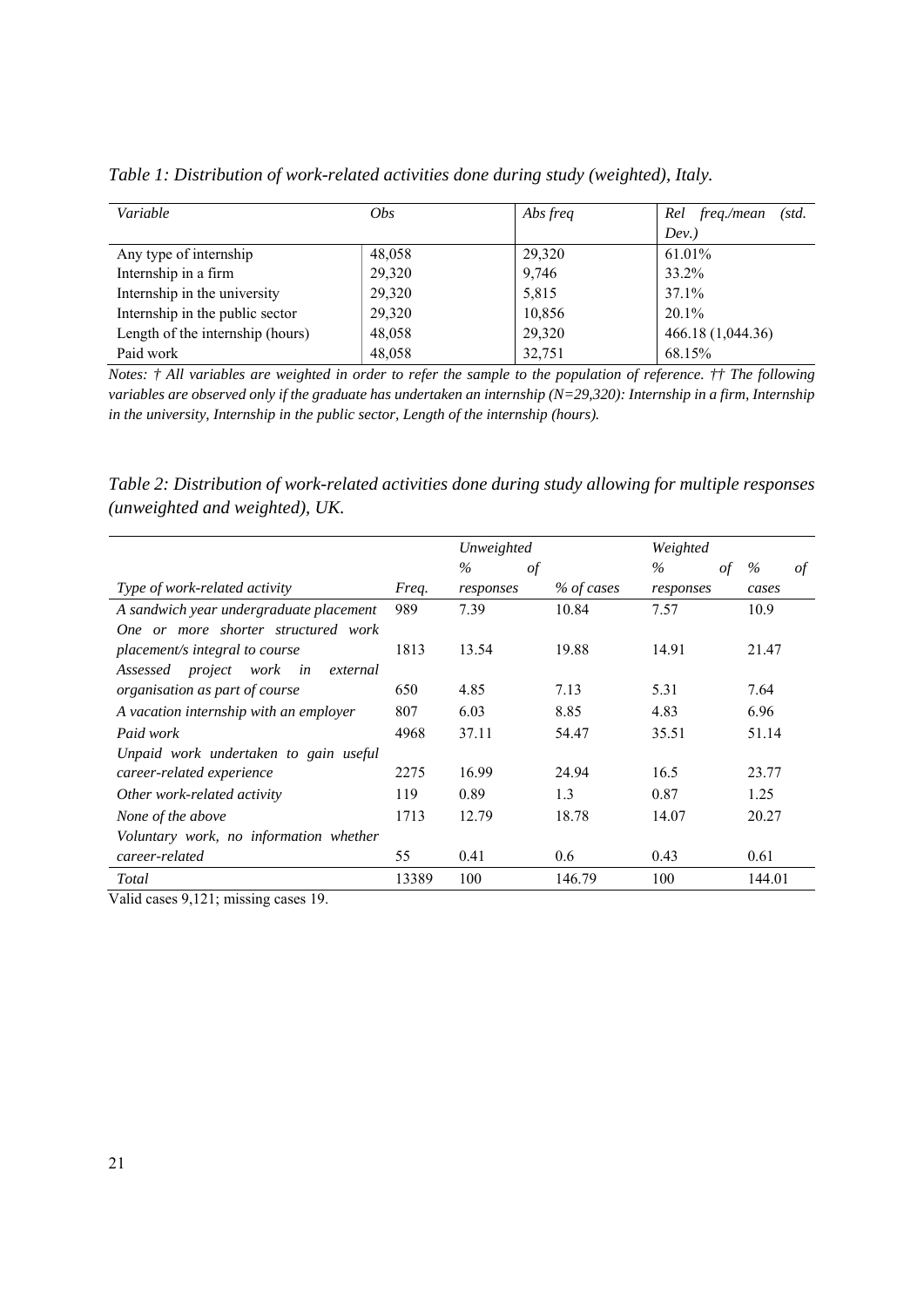*Table 1: Distribution of work-related activities done during study (weighted), Italy.*

| *Variable* | *Obs* | *Abs freq* | *Rel freq./mean (std. Dev.)* |
|---|---|---|---|
| Any type of internship | 48,058 | 29,320 | 61.01% |
| Internship in a firm | 29,320 | 9,746 | 33.2% |
| Internship in the university | 29,320 | 5,815 | 37.1% |
| Internship in the public sector | 29,320 | 10,856 | 20.1% |
| Length of the internship (hours) | 48,058 | 29,320 | 466.18 (1,044.36) |
| Paid work | 48,058 | 32,751 | 68.15% |

*Notes: † All variables are weighted in order to refer the sample to the population of reference. †† The following variables are observed only if the graduate has undertaken an internship (N=29,320): Internship in a firm, Internship in the university, Internship in the public sector, Length of the internship (hours).*

*Table 2: Distribution of work-related activities done during study allowing for multiple responses (unweighted and weighted), UK.*

| | | *Unweighted* | | *Weighted* | |
|---|---|---|---|---|---|
| *Type of work-related activity* | *Freq.* | *% of responses* | *% of cases* | *% of responses* | *% of cases* |
| *A sandwich year undergraduate placement* | 989 | 7.39 | 10.84 | 7.57 | 10.9 |
| *One or more shorter structured work placement/s integral to course* | 1813 | 13.54 | 19.88 | 14.91 | 21.47 |
| *Assessed project work in external organisation as part of course* | 650 | 4.85 | 7.13 | 5.31 | 7.64 |
| *A vacation internship with an employer* | 807 | 6.03 | 8.85 | 4.83 | 6.96 |
| *Paid work* | 4968 | 37.11 | 54.47 | 35.51 | 51.14 |
| *Unpaid work undertaken to gain useful career-related experience* | 2275 | 16.99 | 24.94 | 16.5 | 23.77 |
| *Other work-related activity* | 119 | 0.89 | 1.3 | 0.87 | 1.25 |
| *None of the above* | 1713 | 12.79 | 18.78 | 14.07 | 20.27 |
| *Voluntary work, no information whether career-related* | 55 | 0.41 | 0.6 | 0.43 | 0.61 |
| *Total* | 13389 | 100 | 146.79 | 100 | 144.01 |

Valid cases 9,121; missing cases 19.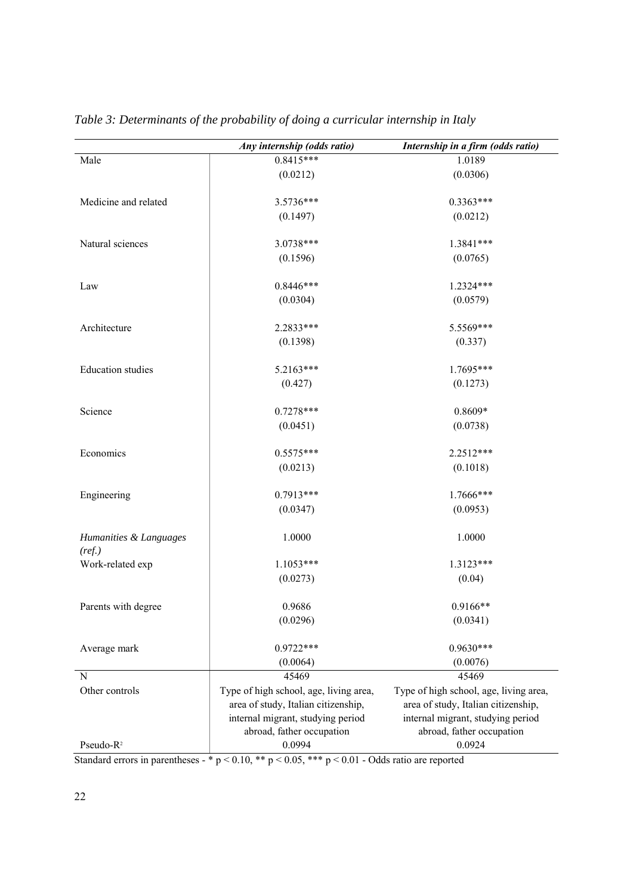*Table 3: Determinants of the probability of doing a curricular internship in Italy*

| | ***Any internship (odds ratio)*** | ***Internship in a firm (odds ratio)*** |
|---|---|---|
| Male | 0.8415*** | 1.0189 |
| | (0.0212) | (0.0306) |
| Medicine and related | 3.5736*** | 0.3363*** |
| | (0.1497) | (0.0212) |
| Natural sciences | 3.0738*** | 1.3841*** |
| | (0.1596) | (0.0765) |
| Law | 0.8446*** | 1.2324*** |
| | (0.0304) | (0.0579) |
| Architecture | 2.2833*** | 5.5569*** |
| | (0.1398) | (0.337) |
| Education studies | 5.2163*** | 1.7695*** |
| | (0.427) | (0.1273) |
| Science | 0.7278*** | 0.8609* |
| | (0.0451) | (0.0738) |
| Economics | 0.5575*** | 2.2512*** |
| | (0.0213) | (0.1018) |
| Engineering | 0.7913*** | 1.7666*** |
| | (0.0347) | (0.0953) |
| *Humanities & Languages (ref.)* | 1.0000 | 1.0000 |
| Work-related exp | 1.1053*** | 1.3123*** |
| | (0.0273) | (0.04) |
| Parents with degree | 0.9686 | 0.9166** |
| | (0.0296) | (0.0341) |
| Average mark | 0.9722*** | 0.9630*** |
| | (0.0064) | (0.0076) |
| N | 45469 | 45469 |
| Other controls | Type of high school, age, living area, area of study, Italian citizenship, internal migrant, studying period abroad, father occupation | Type of high school, age, living area, area of study, Italian citizenship, internal migrant, studying period abroad, father occupation |
| Pseudo-$R^2$ | 0.0994 | 0.0924 |

Standard errors in parentheses - * $p < 0.10$, ** $p < 0.05$, *** $p < 0.01$ - Odds ratio are reported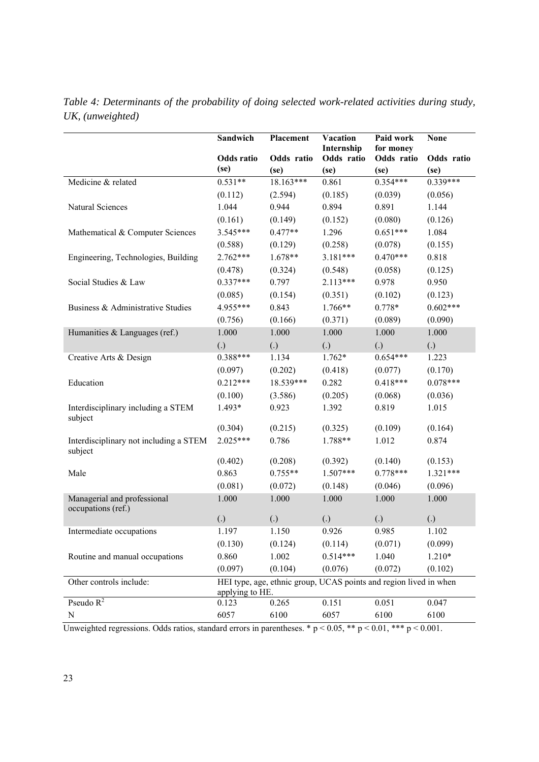*Table 4: Determinants of the probability of doing selected work-related activities during study, UK, (unweighted)*

| | Sandwich | Placement | Vacation Internship | Paid work for money | None |
|---|---|---|---|---|---|
| | Odds ratio (se) | Odds ratio (se) | Odds ratio (se) | Odds ratio (se) | Odds ratio (se) |
| Medicine & related | 0.531** | 18.163*** | 0.861 | 0.354*** | 0.339*** |
| | (0.112) | (2.594) | (0.185) | (0.039) | (0.056) |
| Natural Sciences | 1.044 | 0.944 | 0.894 | 0.891 | 1.144 |
| | (0.161) | (0.149) | (0.152) | (0.080) | (0.126) |
| Mathematical & Computer Sciences | 3.545*** | 0.477** | 1.296 | 0.651*** | 1.084 |
| | (0.588) | (0.129) | (0.258) | (0.078) | (0.155) |
| Engineering, Technologies, Building | 2.762*** | 1.678** | 3.181*** | 0.470*** | 0.818 |
| | (0.478) | (0.324) | (0.548) | (0.058) | (0.125) |
| Social Studies & Law | 0.337*** | 0.797 | 2.113*** | 0.978 | 0.950 |
| | (0.085) | (0.154) | (0.351) | (0.102) | (0.123) |
| Business & Administrative Studies | 4.955*** | 0.843 | 1.766** | 0.778* | 0.602*** |
| | (0.756) | (0.166) | (0.371) | (0.089) | (0.090) |
| Humanities & Languages (ref.) | 1.000 | 1.000 | 1.000 | 1.000 | 1.000 |
| | (.) | (.) | (.) | (.) | (.) |
| Creative Arts & Design | 0.388*** | 1.134 | 1.762* | 0.654*** | 1.223 |
| | (0.097) | (0.202) | (0.418) | (0.077) | (0.170) |
| Education | 0.212*** | 18.539*** | 0.282 | 0.418*** | 0.078*** |
| | (0.100) | (3.586) | (0.205) | (0.068) | (0.036) |
| Interdisciplinary including a STEM subject | 1.493* | 0.923 | 1.392 | 0.819 | 1.015 |
| | (0.304) | (0.215) | (0.325) | (0.109) | (0.164) |
| Interdisciplinary not including a STEM subject | 2.025*** | 0.786 | 1.788** | 1.012 | 0.874 |
| | (0.402) | (0.208) | (0.392) | (0.140) | (0.153) |
| Male | 0.863 | 0.755** | 1.507*** | 0.778*** | 1.321*** |
| | (0.081) | (0.072) | (0.148) | (0.046) | (0.096) |
| Managerial and professional occupations (ref.) | 1.000 | 1.000 | 1.000 | 1.000 | 1.000 |
| | (.) | (.) | (.) | (.) | (.) |
| Intermediate occupations | 1.197 | 1.150 | 0.926 | 0.985 | 1.102 |
| | (0.130) | (0.124) | (0.114) | (0.071) | (0.099) |
| Routine and manual occupations | 0.860 | 1.002 | 0.514*** | 1.040 | 1.210* |
| | (0.097) | (0.104) | (0.076) | (0.072) | (0.102) |
| Other controls include: | HEI type, age, ethnic group, UCAS points and region lived in when applying to HE. | | | | |
| Pseudo $R^2$ | 0.123 | 0.265 | 0.151 | 0.051 | 0.047 |
| N | 6057 | 6100 | 6057 | 6100 | 6100 |

Unweighted regressions. Odds ratios, standard errors in parentheses. * $p < 0.05$, ** $p < 0.01$, *** $p < 0.001$.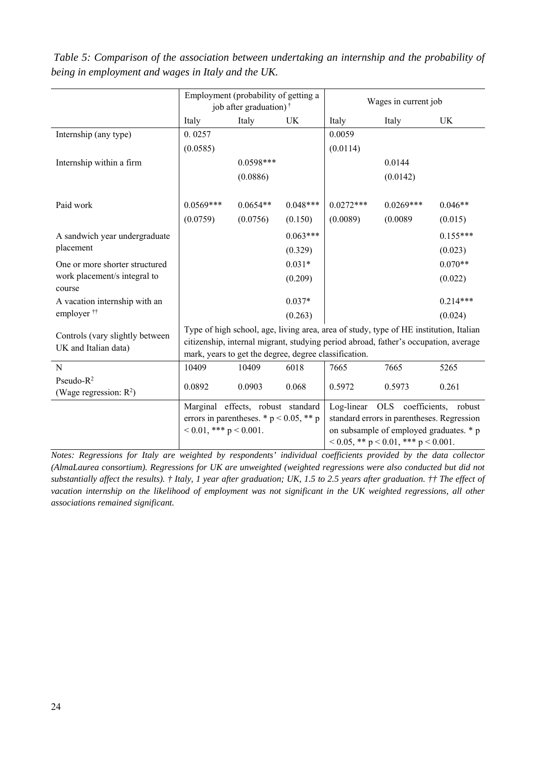*Table 5: Comparison of the association between undertaking an internship and the probability of being in employment and wages in Italy and the UK.*

| | Employment (probability of getting a job after graduation) † | | | Wages in current job | | |
|---|---|---|---|---|---|---|
| | Italy | Italy | UK | Italy | Italy | UK |
| Internship (any type) | 0. 0257 | | | 0.0059 | | |
| | (0.0585) | | | (0.0114) | | |
| Internship within a firm | | 0.0598*** | | | 0.0144 | |
| | | (0.0886) | | | (0.0142) | |
| Paid work | 0.0569*** | 0.0654** | 0.048*** | 0.0272*** | 0.0269*** | 0.046** |
| | (0.0759) | (0.0756) | (0.150) | (0.0089) | (0.0089 | (0.015) |
| A sandwich year undergraduate placement | | | 0.063*** | | | 0.155*** |
| | | | (0.329) | | | (0.023) |
| One or more shorter structured work placement/s integral to course | | | 0.031* | | | 0.070** |
| | | | (0.209) | | | (0.022) |
| A vacation internship with an employer †† | | | 0.037* | | | 0.214*** |
| | | | (0.263) | | | (0.024) |
| Controls (vary slightly between UK and Italian data) | Type of high school, age, living area, area of study, type of HE institution, Italian citizenship, internal migrant, studying period abroad, father's occupation, average mark, years to get the degree, degree classification. | | | | | |
| N | 10409 | 10409 | 6018 | 7665 | 7665 | 5265 |
| Pseudo-$R^2$ (Wage regression: $R^2$) | 0.0892 | 0.0903 | 0.068 | 0.5972 | 0.5973 | 0.261 |
| | Marginal effects, robust standard errors in parentheses. * $p < 0.05$, ** $p < 0.01$, *** $p < 0.001$. | | | Log-linear OLS coefficients, robust standard errors in parentheses. Regression on subsample of employed graduates. * $p < 0.05$, ** $p < 0.01$, *** $p < 0.001$. | | |

*Notes: Regressions for Italy are weighted by respondents' individual coefficients provided by the data collector (AlmaLaurea consortium). Regressions for UK are unweighted (weighted regressions were also conducted but did not substantially affect the results). † Italy, 1 year after graduation; UK, 1.5 to 2.5 years after graduation. †† The effect of vacation internship on the likelihood of employment was not significant in the UK weighted regressions, all other associations remained significant.*